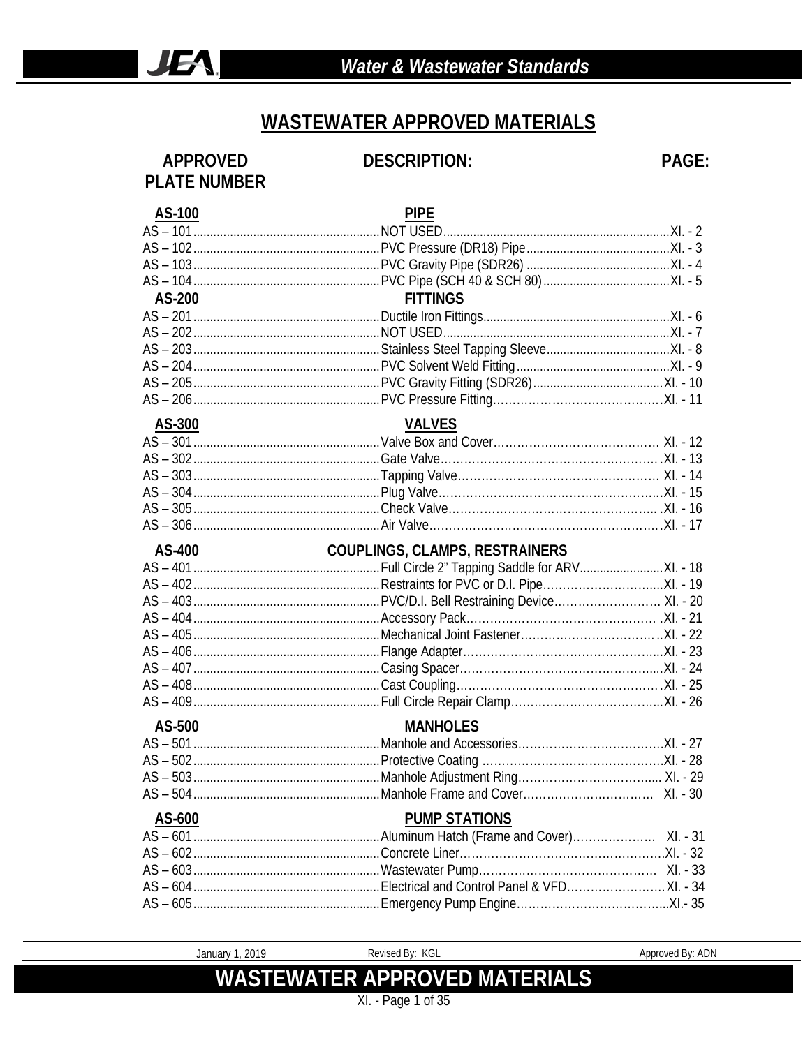# WASTEWATER APPROVED MATERIALS

| APPROVED PLATE NUMBER | DESCRIPTION: | PAGE: |
|---|---|---|
| **AS-100** | **PIPE** | |
| AS – 101 | NOT USED | XI. - 2 |
| AS – 102 | PVC Pressure (DR18) Pipe | XI. - 3 |
| AS – 103 | PVC Gravity Pipe (SDR26) | XI. - 4 |
| AS – 104 | PVC Pipe (SCH 40 & SCH 80) | XI. - 5 |
| **AS-200** | **FITTINGS** | |
| AS – 201 | Ductile Iron Fittings | XI. - 6 |
| AS – 202 | NOT USED | XI. - 7 |
| AS – 203 | Stainless Steel Tapping Sleeve | XI. - 8 |
| AS – 204 | PVC Solvent Weld Fitting | XI. - 9 |
| AS – 205 | PVC Gravity Fitting (SDR26) | XI. - 10 |
| AS – 206 | PVC Pressure Fitting | XI. - 11 |
| **AS-300** | **VALVES** | |
| AS – 301 | Valve Box and Cover | XI. - 12 |
| AS – 302 | Gate Valve | XI. - 13 |
| AS – 303 | Tapping Valve | XI. - 14 |
| AS – 304 | Plug Valve | XI. - 15 |
| AS – 305 | Check Valve | XI. - 16 |
| AS – 306 | Air Valve | XI. - 17 |
| **AS-400** | **COUPLINGS, CLAMPS, RESTRAINERS** | |
| AS – 401 | Full Circle 2" Tapping Saddle for ARV | XI. - 18 |
| AS – 402 | Restraints for PVC or D.I. Pipe | XI. - 19 |
| AS – 403 | PVC/D.I. Bell Restraining Device | XI. - 20 |
| AS – 404 | Accessory Pack | XI. - 21 |
| AS – 405 | Mechanical Joint Fastener | XI. - 22 |
| AS – 406 | Flange Adapter | XI. - 23 |
| AS – 407 | Casing Spacer | XI. - 24 |
| AS – 408 | Cast Coupling | XI. - 25 |
| AS – 409 | Full Circle Repair Clamp | XI. - 26 |
| **AS-500** | **MANHOLES** | |
| AS – 501 | Manhole and Accessories | XI. - 27 |
| AS – 502 | Protective Coating | XI. - 28 |
| AS – 503 | Manhole Adjustment Ring | XI. - 29 |
| AS – 504 | Manhole Frame and Cover | XI. - 30 |
| **AS-600** | **PUMP STATIONS** | |
| AS – 601 | Aluminum Hatch (Frame and Cover) | XI. - 31 |
| AS – 602 | Concrete Liner | XI. - 32 |
| AS – 603 | Wastewater Pump | XI. - 33 |
| AS – 604 | Electrical and Control Panel & VFD | XI. - 34 |
| AS – 605 | Emergency Pump Engine | XI.- 35 |

January 1, 2019 | Revised By: KGL | Approved By: ADN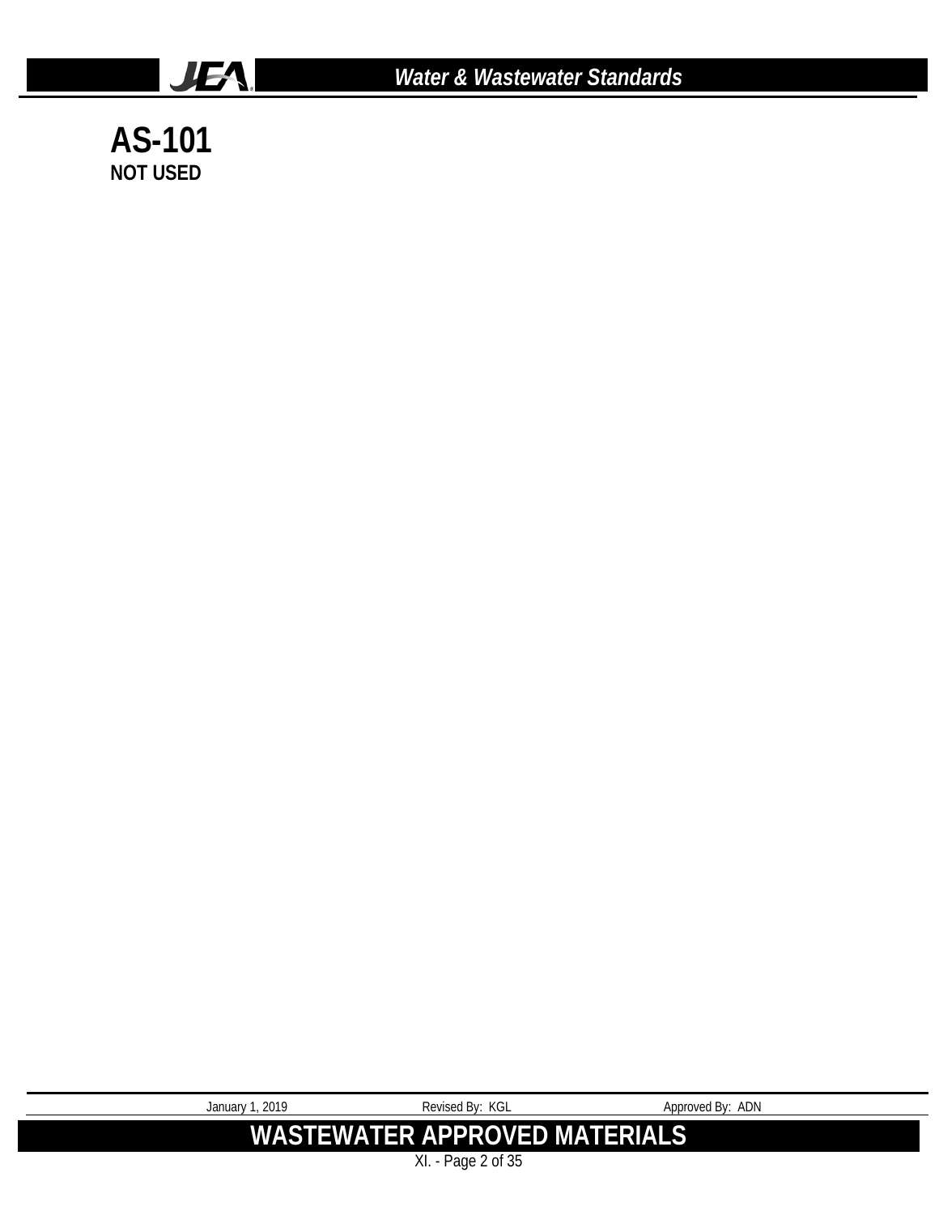# AS-101

**NOT USED**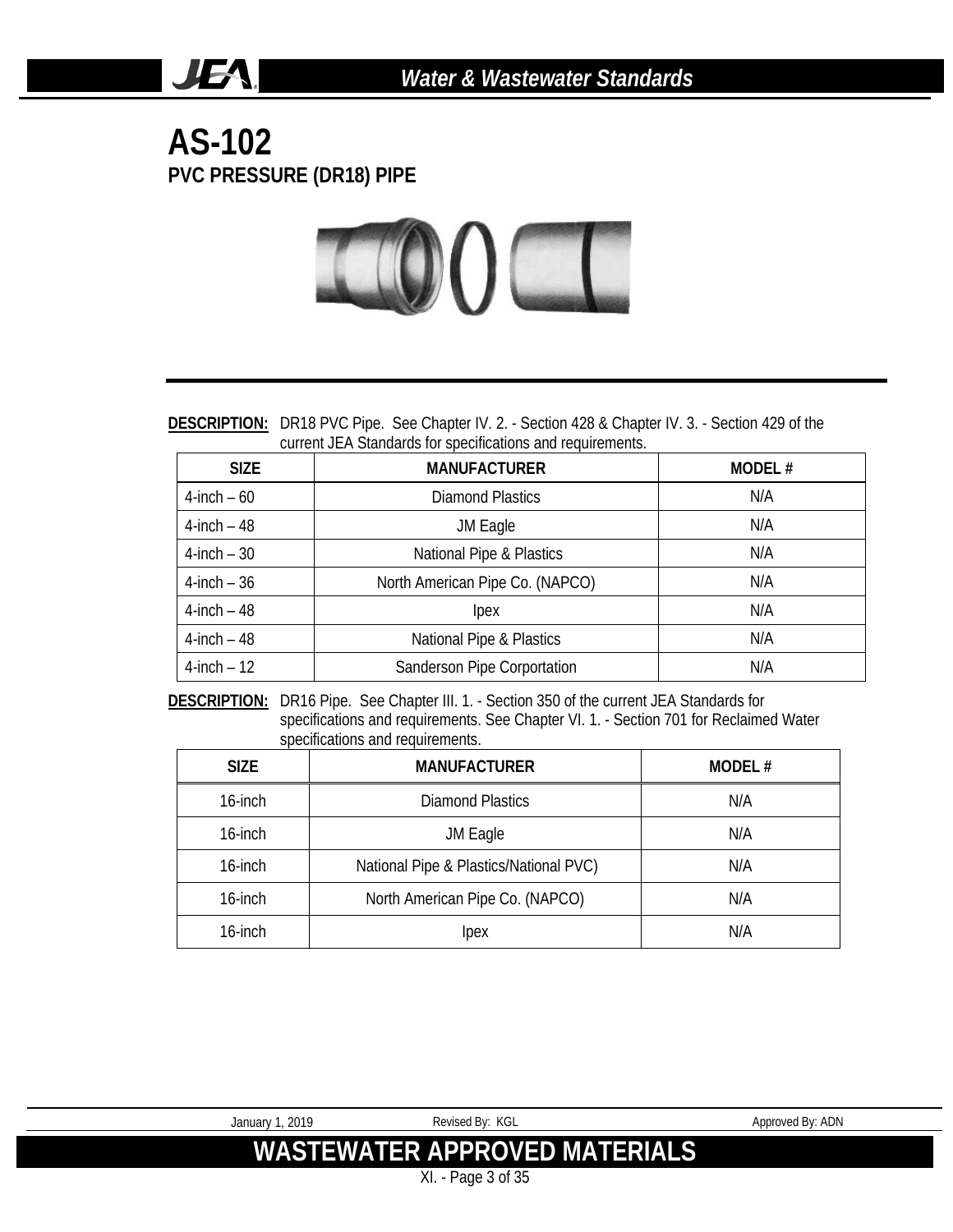# AS-102

## PVC PRESSURE (DR18) PIPE

**DESCRIPTION:** DR18 PVC Pipe. See Chapter IV. 2. - Section 428 & Chapter IV. 3. - Section 429 of the current JEA Standards for specifications and requirements.

| SIZE | MANUFACTURER | MODEL # |
|---|---|---|
| 4-inch – 60 | Diamond Plastics | N/A |
| 4-inch – 48 | JM Eagle | N/A |
| 4-inch – 30 | National Pipe & Plastics | N/A |
| 4-inch – 36 | North American Pipe Co. (NAPCO) | N/A |
| 4-inch – 48 | Ipex | N/A |
| 4-inch – 48 | National Pipe & Plastics | N/A |
| 4-inch – 12 | Sanderson Pipe Corportation | N/A |

**DESCRIPTION:** DR16 Pipe. See Chapter III. 1. - Section 350 of the current JEA Standards for specifications and requirements. See Chapter VI. 1. - Section 701 for Reclaimed Water specifications and requirements.

| SIZE | MANUFACTURER | MODEL # |
|---|---|---|
| 16-inch | Diamond Plastics | N/A |
| 16-inch | JM Eagle | N/A |
| 16-inch | National Pipe & Plastics/National PVC) | N/A |
| 16-inch | North American Pipe Co. (NAPCO) | N/A |
| 16-inch | Ipex | N/A |

January 1, 2019 | Revised By: KGL | Approved By: ADN

**WASTEWATER APPROVED MATERIALS**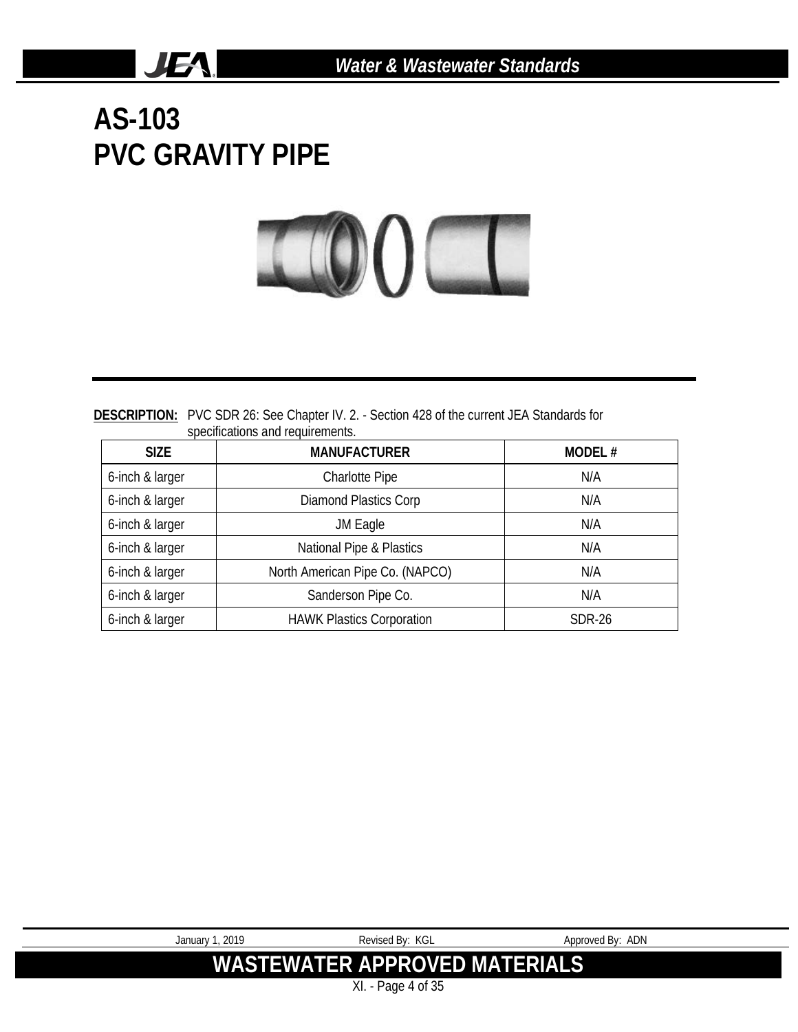# AS-103
# PVC GRAVITY PIPE

**DESCRIPTION:** PVC SDR 26: See Chapter IV. 2. - Section 428 of the current JEA Standards for specifications and requirements.

| SIZE | MANUFACTURER | MODEL # |
|---|---|---|
| 6-inch & larger | Charlotte Pipe | N/A |
| 6-inch & larger | Diamond Plastics Corp | N/A |
| 6-inch & larger | JM Eagle | N/A |
| 6-inch & larger | National Pipe & Plastics | N/A |
| 6-inch & larger | North American Pipe Co. (NAPCO) | N/A |
| 6-inch & larger | Sanderson Pipe Co. | N/A |
| 6-inch & larger | HAWK Plastics Corporation | SDR-26 |

January 1, 2019 Revised By: KGL Approved By: ADN

**WASTEWATER APPROVED MATERIALS**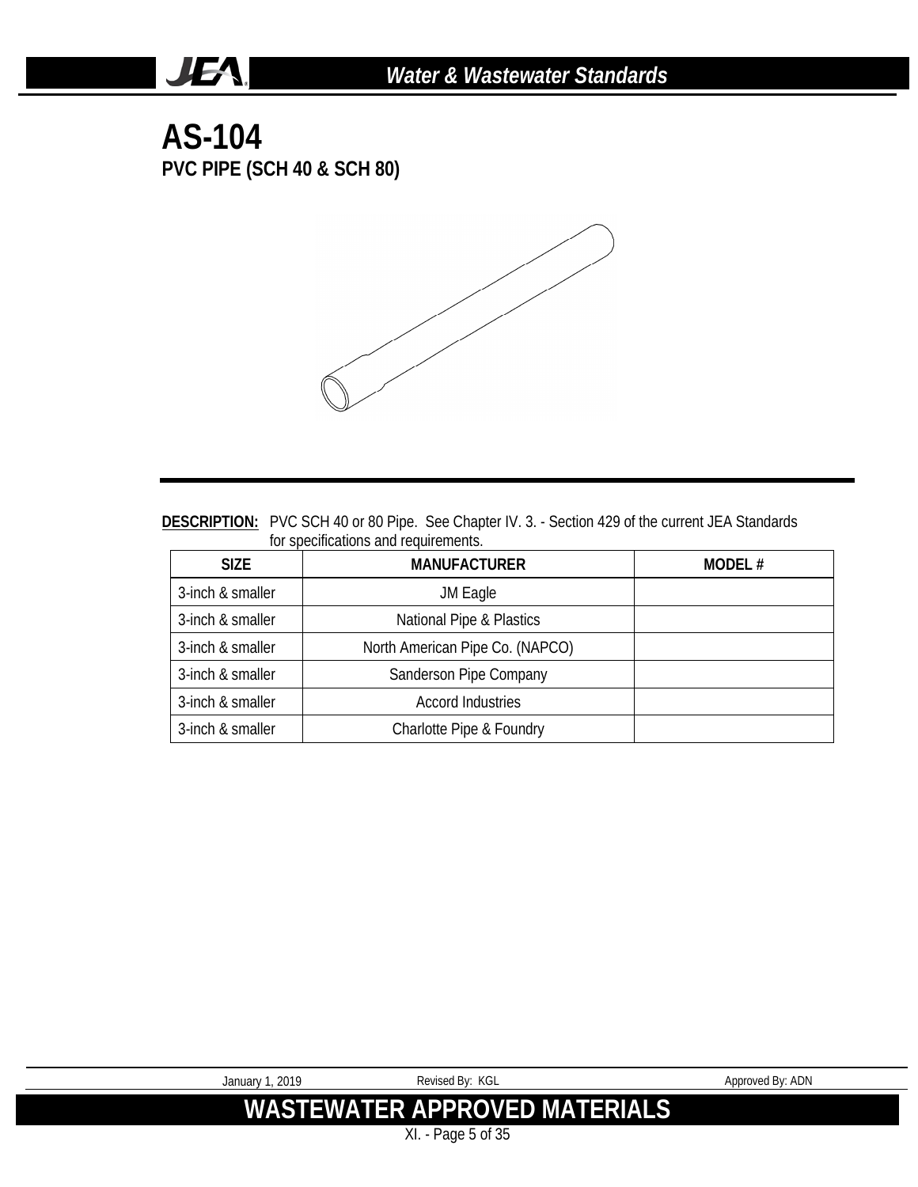# AS-104

## PVC PIPE (SCH 40 & SCH 80)

**DESCRIPTION:** PVC SCH 40 or 80 Pipe. See Chapter IV. 3. - Section 429 of the current JEA Standards for specifications and requirements.

| SIZE | MANUFACTURER | MODEL # |
|---|---|---|
| 3-inch & smaller | JM Eagle | |
| 3-inch & smaller | National Pipe & Plastics | |
| 3-inch & smaller | North American Pipe Co. (NAPCO) | |
| 3-inch & smaller | Sanderson Pipe Company | |
| 3-inch & smaller | Accord Industries | |
| 3-inch & smaller | Charlotte Pipe & Foundry | |

January 1, 2019 Revised By: KGL Approved By: ADN

**WASTEWATER APPROVED MATERIALS**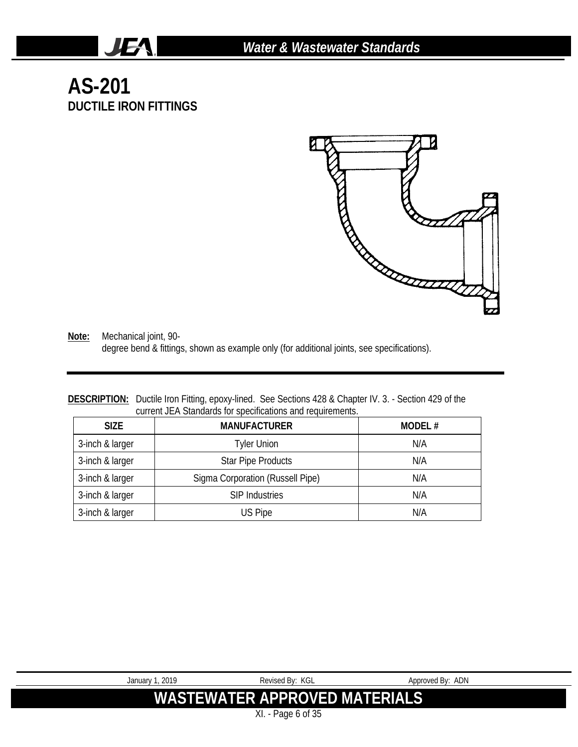# AS-201

## DUCTILE IRON FITTINGS

**Note:** Mechanical joint, 90-degree bend & fittings, shown as example only (for additional joints, see specifications).

**DESCRIPTION:** Ductile Iron Fitting, epoxy-lined. See Sections 428 & Chapter IV. 3. - Section 429 of the current JEA Standards for specifications and requirements.

| SIZE | MANUFACTURER | MODEL # |
|---|---|---|
| 3-inch & larger | Tyler Union | N/A |
| 3-inch & larger | Star Pipe Products | N/A |
| 3-inch & larger | Sigma Corporation (Russell Pipe) | N/A |
| 3-inch & larger | SIP Industries | N/A |
| 3-inch & larger | US Pipe | N/A |

January 1, 2019 Revised By: KGL Approved By: ADN

**WASTEWATER APPROVED MATERIALS**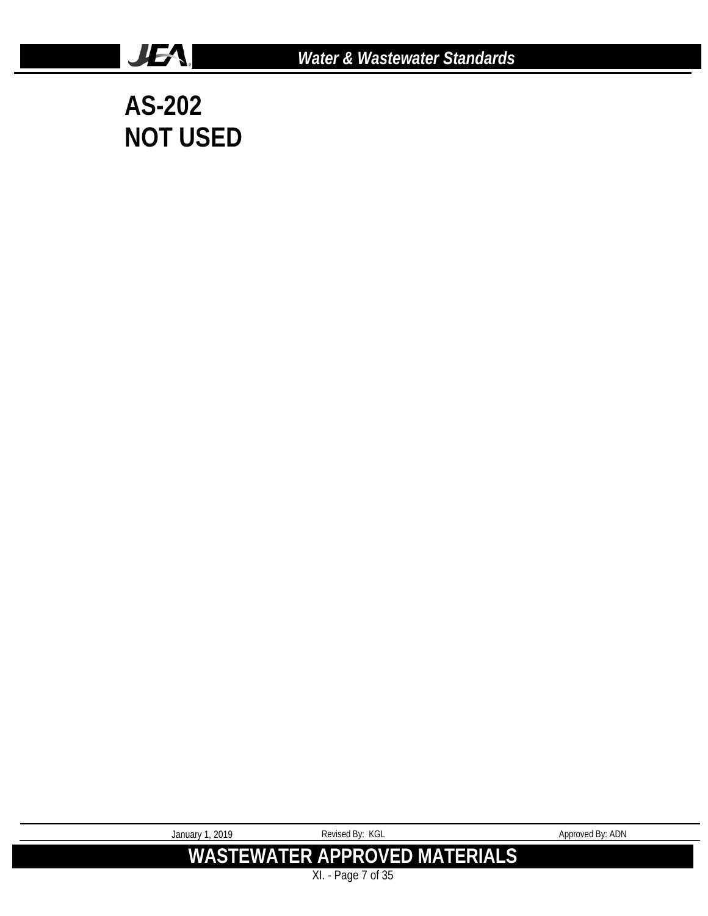# AS-202
# NOT USED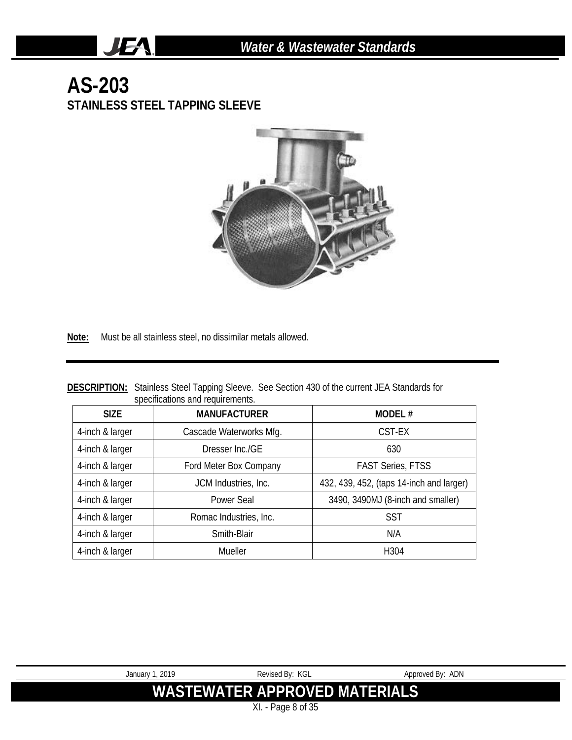# AS-203

## STAINLESS STEEL TAPPING SLEEVE

**Note:** Must be all stainless steel, no dissimilar metals allowed.

**DESCRIPTION:** Stainless Steel Tapping Sleeve. See Section 430 of the current JEA Standards for specifications and requirements.

| SIZE | MANUFACTURER | MODEL # |
|---|---|---|
| 4-inch & larger | Cascade Waterworks Mfg. | CST-EX |
| 4-inch & larger | Dresser Inc./GE | 630 |
| 4-inch & larger | Ford Meter Box Company | FAST Series, FTSS |
| 4-inch & larger | JCM Industries, Inc. | 432, 439, 452, (taps 14-inch and larger) |
| 4-inch & larger | Power Seal | 3490, 3490MJ (8-inch and smaller) |
| 4-inch & larger | Romac Industries, Inc. | SST |
| 4-inch & larger | Smith-Blair | N/A |
| 4-inch & larger | Mueller | H304 |

January 1, 2019 | Revised By: KGL | Approved By: ADN

**WASTEWATER APPROVED MATERIALS**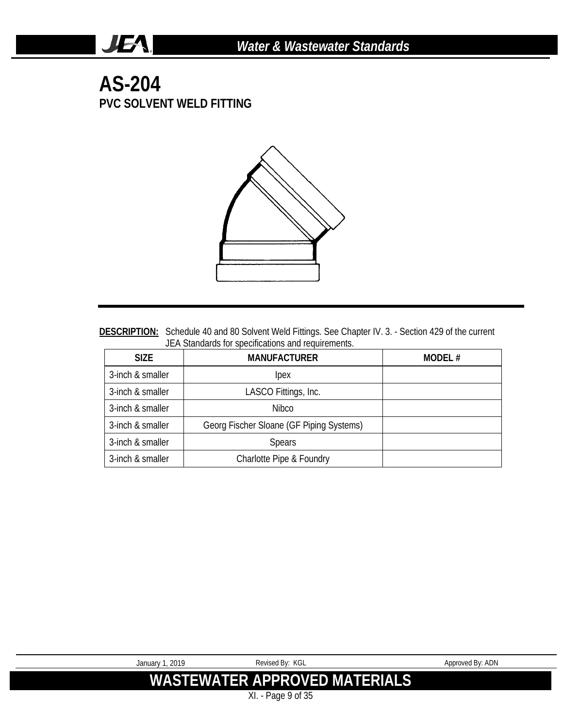# AS-204

## PVC SOLVENT WELD FITTING

**DESCRIPTION:** Schedule 40 and 80 Solvent Weld Fittings. See Chapter IV. 3. - Section 429 of the current JEA Standards for specifications and requirements.

| SIZE | MANUFACTURER | MODEL # |
|---|---|---|
| 3-inch & smaller | Ipex | |
| 3-inch & smaller | LASCO Fittings, Inc. | |
| 3-inch & smaller | Nibco | |
| 3-inch & smaller | Georg Fischer Sloane (GF Piping Systems) | |
| 3-inch & smaller | Spears | |
| 3-inch & smaller | Charlotte Pipe & Foundry | |

January 1, 2019 Revised By: KGL Approved By: ADN

**WASTEWATER APPROVED MATERIALS**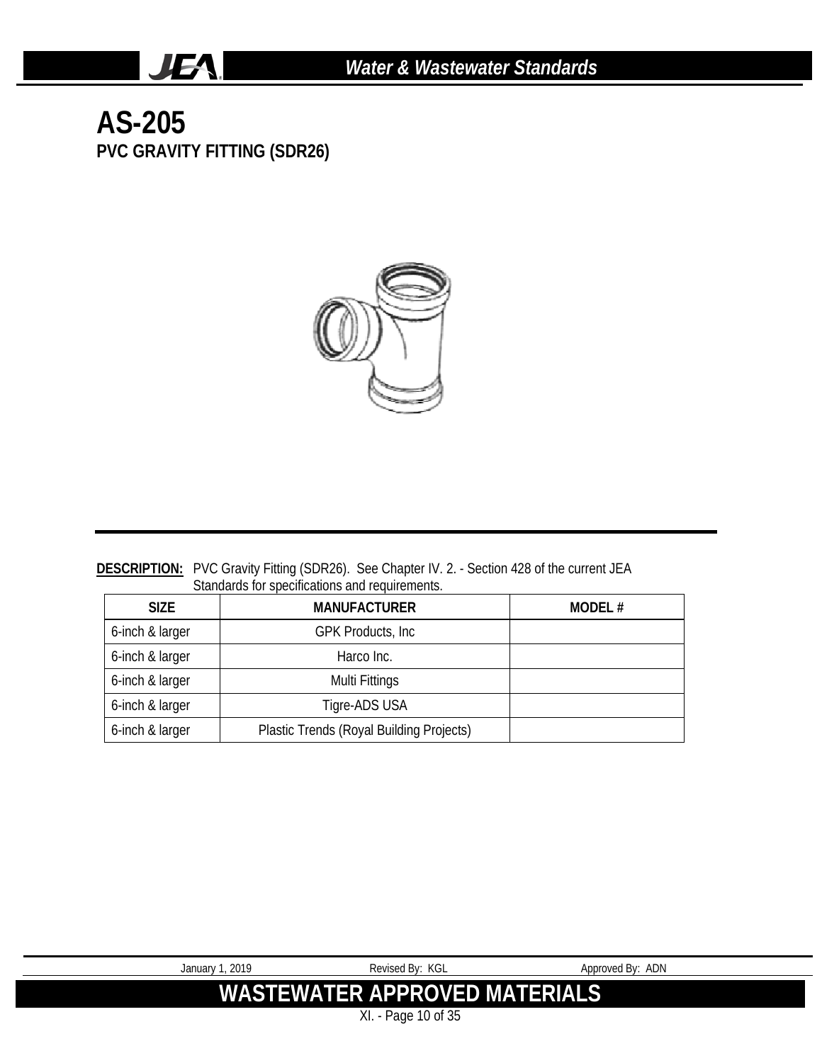# AS-205

## PVC GRAVITY FITTING (SDR26)

**DESCRIPTION:** PVC Gravity Fitting (SDR26). See Chapter IV. 2. - Section 428 of the current JEA Standards for specifications and requirements.

| SIZE | MANUFACTURER | MODEL # |
|---|---|---|
| 6-inch & larger | GPK Products, Inc | |
| 6-inch & larger | Harco Inc. | |
| 6-inch & larger | Multi Fittings | |
| 6-inch & larger | Tigre-ADS USA | |
| 6-inch & larger | Plastic Trends (Royal Building Projects) | |

January 1, 2019 Revised By: KGL Approved By: ADN

**WASTEWATER APPROVED MATERIALS**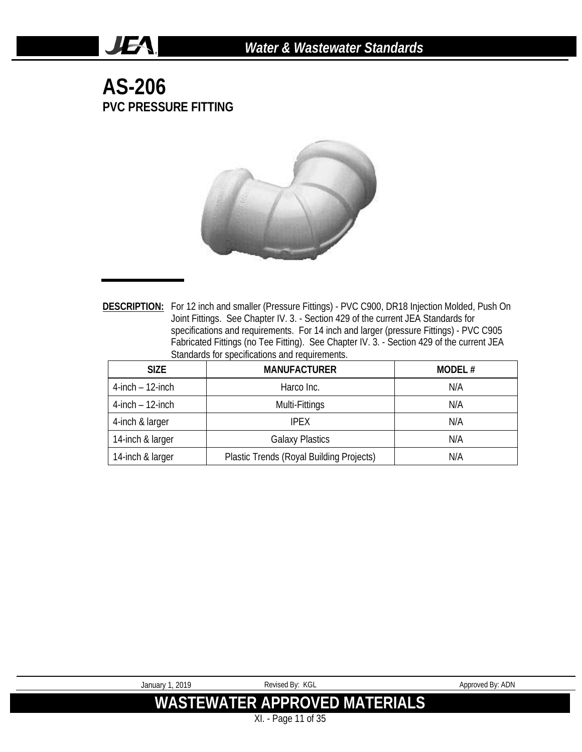# AS-206

## PVC PRESSURE FITTING

**DESCRIPTION:** For 12 inch and smaller (Pressure Fittings) - PVC C900, DR18 Injection Molded, Push On Joint Fittings. See Chapter IV. 3. - Section 429 of the current JEA Standards for specifications and requirements. For 14 inch and larger (pressure Fittings) - PVC C905 Fabricated Fittings (no Tee Fitting). See Chapter IV. 3. - Section 429 of the current JEA Standards for specifications and requirements.

| SIZE | MANUFACTURER | MODEL # |
| --- | --- | --- |
| 4-inch – 12-inch | Harco Inc. | N/A |
| 4-inch – 12-inch | Multi-Fittings | N/A |
| 4-inch & larger | IPEX | N/A |
| 14-inch & larger | Galaxy Plastics | N/A |
| 14-inch & larger | Plastic Trends (Royal Building Projects) | N/A |

January 1, 2019 Revised By: KGL Approved By: ADN

**WASTEWATER APPROVED MATERIALS**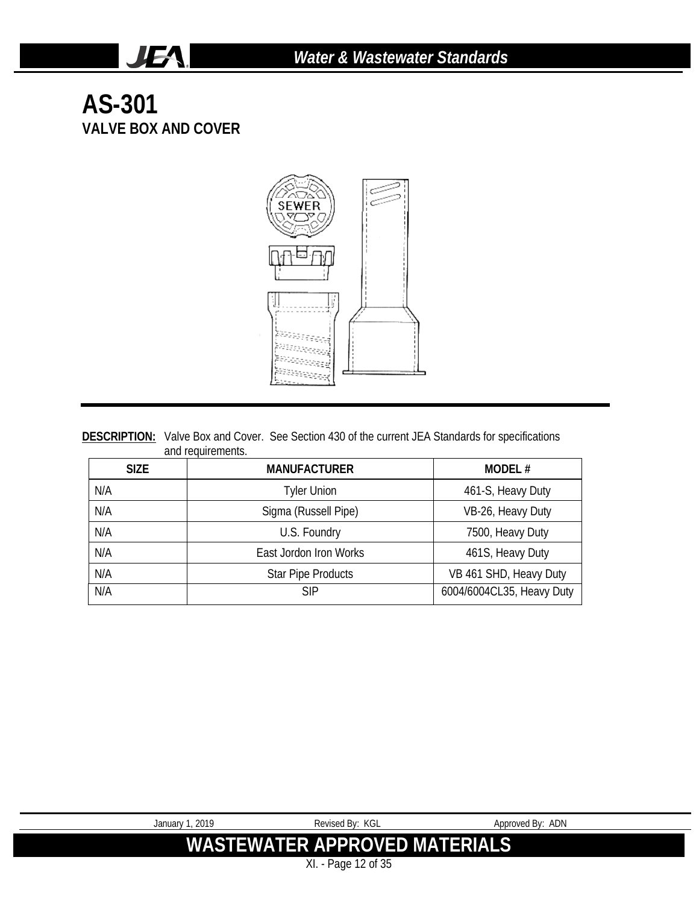# AS-301

## VALVE BOX AND COVER

**DESCRIPTION:** Valve Box and Cover. See Section 430 of the current JEA Standards for specifications and requirements.

| SIZE | MANUFACTURER | MODEL # |
|---|---|---|
| N/A | Tyler Union | 461-S, Heavy Duty |
| N/A | Sigma (Russell Pipe) | VB-26, Heavy Duty |
| N/A | U.S. Foundry | 7500, Heavy Duty |
| N/A | East Jordon Iron Works | 461S, Heavy Duty |
| N/A | Star Pipe Products | VB 461 SHD, Heavy Duty |
| N/A | SIP | 6004/6004CL35, Heavy Duty |

January 1, 2019 Revised By: KGL Approved By: ADN

**WASTEWATER APPROVED MATERIALS**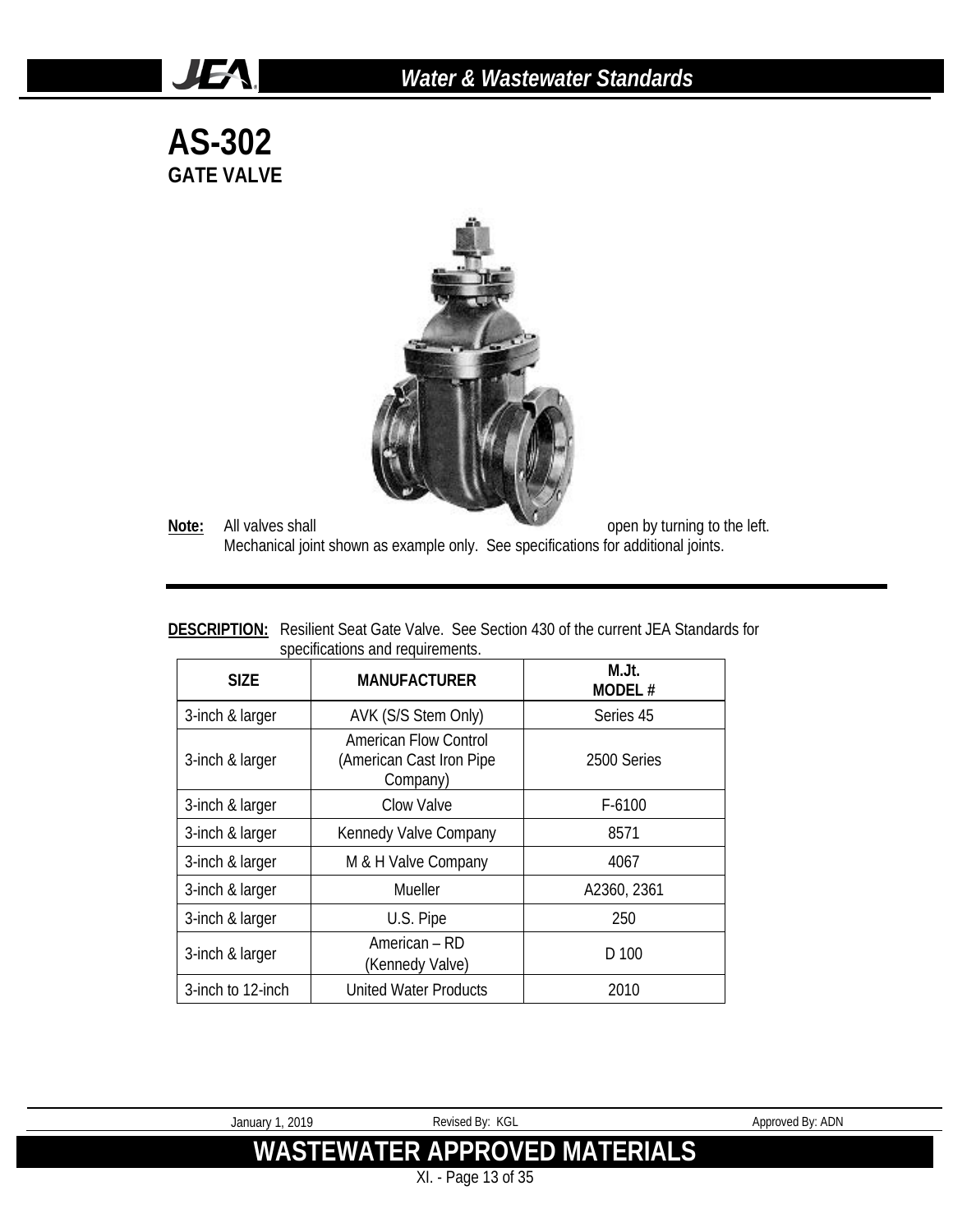# AS-302
## GATE VALVE

**Note:** All valves shall open by turning to the left.
Mechanical joint shown as example only. See specifications for additional joints.

**DESCRIPTION:** Resilient Seat Gate Valve. See Section 430 of the current JEA Standards for specifications and requirements.

| SIZE | MANUFACTURER | M.Jt. MODEL # |
|---|---|---|
| 3-inch & larger | AVK (S/S Stem Only) | Series 45 |
| 3-inch & larger | American Flow Control (American Cast Iron Pipe Company) | 2500 Series |
| 3-inch & larger | Clow Valve | F-6100 |
| 3-inch & larger | Kennedy Valve Company | 8571 |
| 3-inch & larger | M & H Valve Company | 4067 |
| 3-inch & larger | Mueller | A2360, 2361 |
| 3-inch & larger | U.S. Pipe | 250 |
| 3-inch & larger | American – RD (Kennedy Valve) | D 100 |
| 3-inch to 12-inch | United Water Products | 2010 |

January 1, 2019 Revised By: KGL Approved By: ADN

**WASTEWATER APPROVED MATERIALS**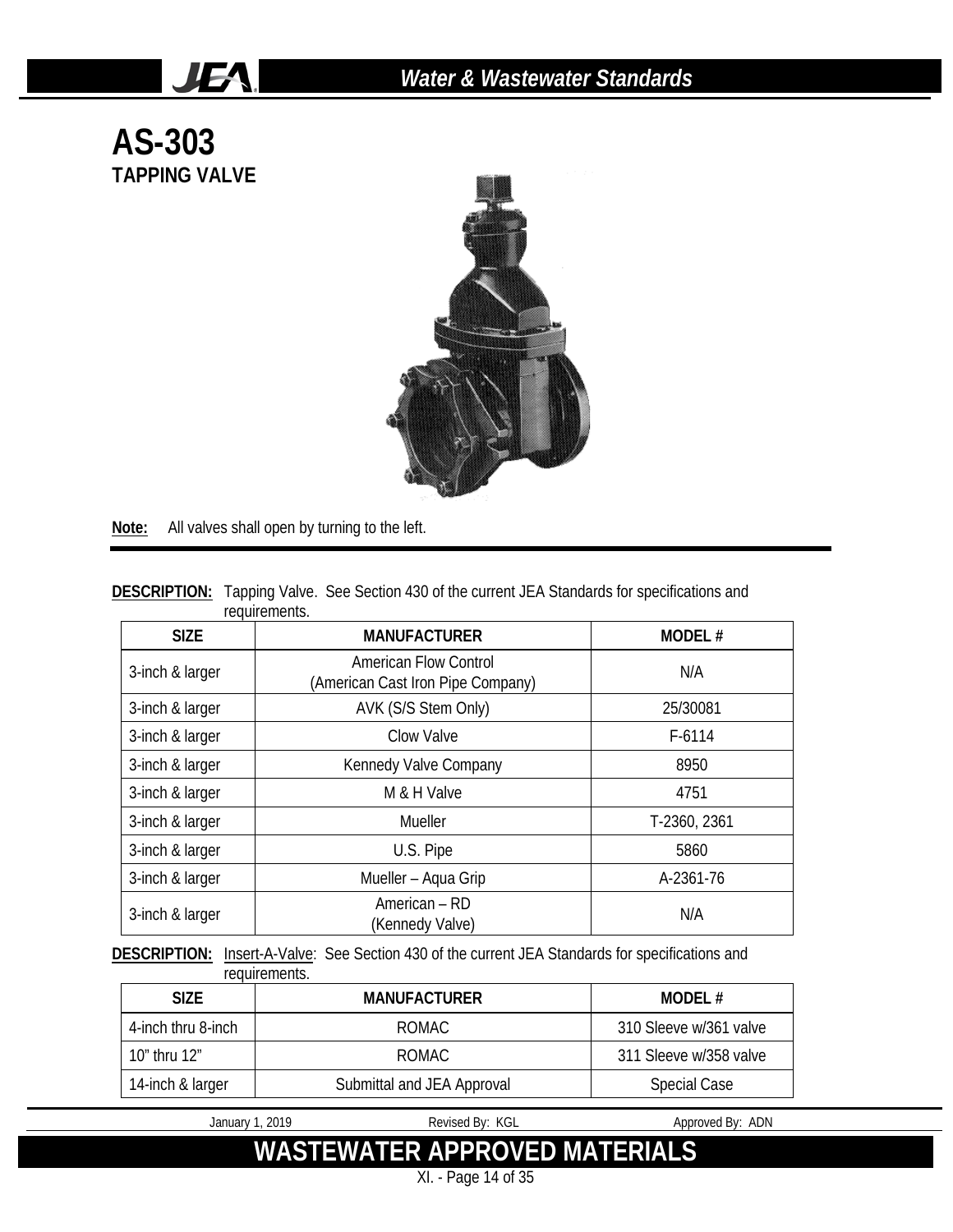# AS-303

## TAPPING VALVE

**Note:** All valves shall open by turning to the left.

**DESCRIPTION:** Tapping Valve. See Section 430 of the current JEA Standards for specifications and requirements.

| SIZE | MANUFACTURER | MODEL # |
|---|---|---|
| 3-inch & larger | American Flow Control (American Cast Iron Pipe Company) | N/A |
| 3-inch & larger | AVK (S/S Stem Only) | 25/30081 |
| 3-inch & larger | Clow Valve | F-6114 |
| 3-inch & larger | Kennedy Valve Company | 8950 |
| 3-inch & larger | M & H Valve | 4751 |
| 3-inch & larger | Mueller | T-2360, 2361 |
| 3-inch & larger | U.S. Pipe | 5860 |
| 3-inch & larger | Mueller – Aqua Grip | A-2361-76 |
| 3-inch & larger | American – RD (Kennedy Valve) | N/A |

**DESCRIPTION:** Insert-A-Valve: See Section 430 of the current JEA Standards for specifications and requirements.

| SIZE | MANUFACTURER | MODEL # |
|---|---|---|
| 4-inch thru 8-inch | ROMAC | 310 Sleeve w/361 valve |
| 10" thru 12" | ROMAC | 311 Sleeve w/358 valve |
| 14-inch & larger | Submittal and JEA Approval | Special Case |

January 1, 2019 Revised By: KGL Approved By: ADN

**WASTEWATER APPROVED MATERIALS**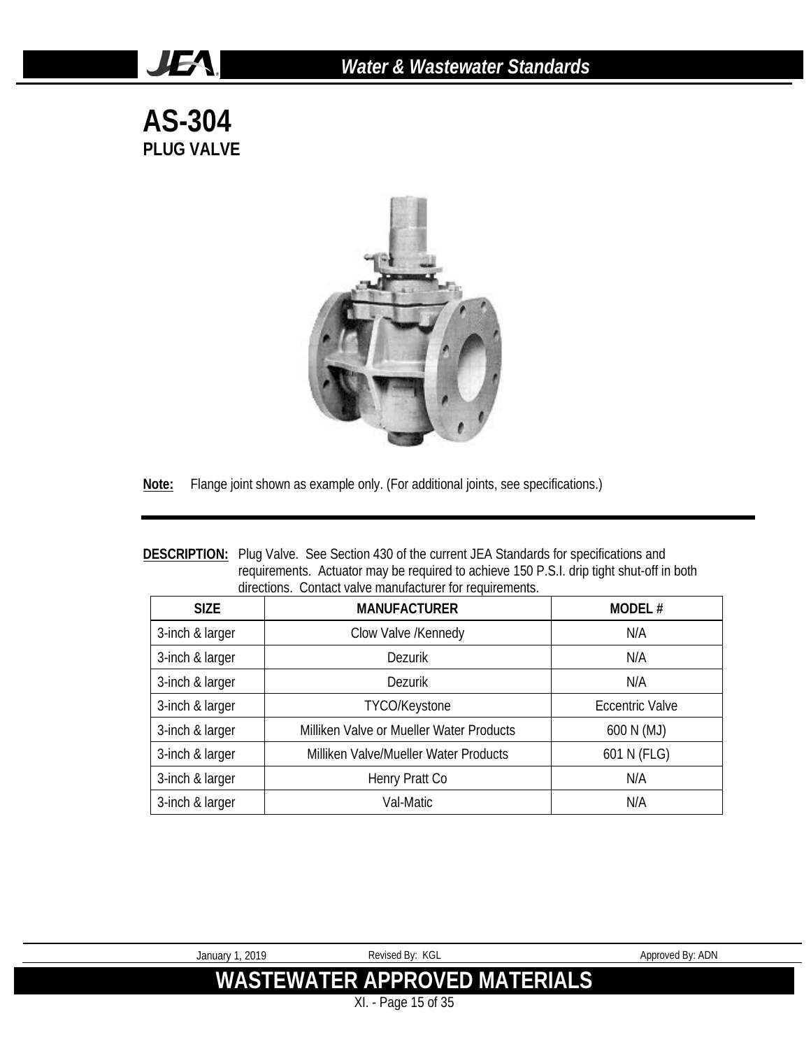# AS-304

## PLUG VALVE

**Note:** Flange joint shown as example only. (For additional joints, see specifications.)

**DESCRIPTION:** Plug Valve. See Section 430 of the current JEA Standards for specifications and requirements. Actuator may be required to achieve 150 P.S.I. drip tight shut-off in both directions. Contact valve manufacturer for requirements.

| SIZE | MANUFACTURER | MODEL # |
|---|---|---|
| 3-inch & larger | Clow Valve /Kennedy | N/A |
| 3-inch & larger | Dezurik | N/A |
| 3-inch & larger | Dezurik | N/A |
| 3-inch & larger | TYCO/Keystone | Eccentric Valve |
| 3-inch & larger | Milliken Valve or Mueller Water Products | 600 N (MJ) |
| 3-inch & larger | Milliken Valve/Mueller Water Products | 601 N (FLG) |
| 3-inch & larger | Henry Pratt Co | N/A |
| 3-inch & larger | Val-Matic | N/A |

January 1, 2019 | Revised By: KGL | Approved By: ADN

**WASTEWATER APPROVED MATERIALS**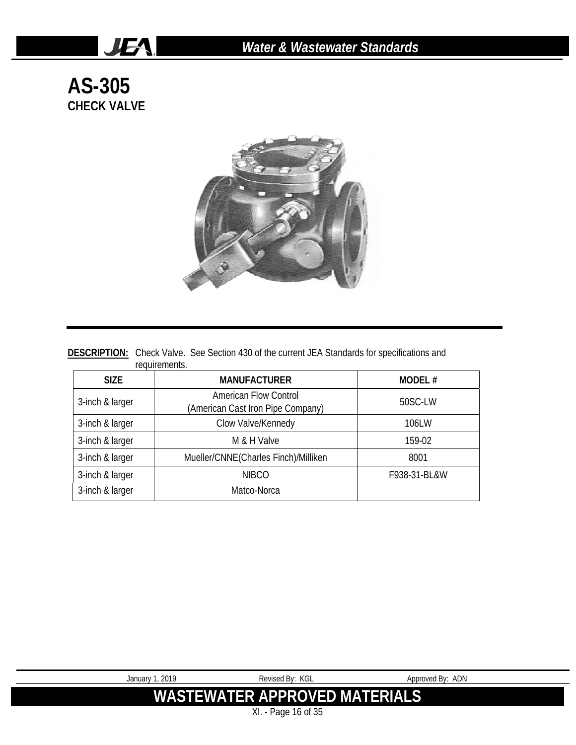# AS-305
## CHECK VALVE

**DESCRIPTION:** Check Valve. See Section 430 of the current JEA Standards for specifications and requirements.

| SIZE | MANUFACTURER | MODEL # |
|---|---|---|
| 3-inch & larger | American Flow Control<br>(American Cast Iron Pipe Company) | 50SC-LW |
| 3-inch & larger | Clow Valve/Kennedy | 106LW |
| 3-inch & larger | M & H Valve | 159-02 |
| 3-inch & larger | Mueller/CNNE(Charles Finch)/Milliken | 8001 |
| 3-inch & larger | NIBCO | F938-31-BL&W |
| 3-inch & larger | Matco-Norca | |

January 1, 2019 Revised By: KGL Approved By: ADN

**WASTEWATER APPROVED MATERIALS**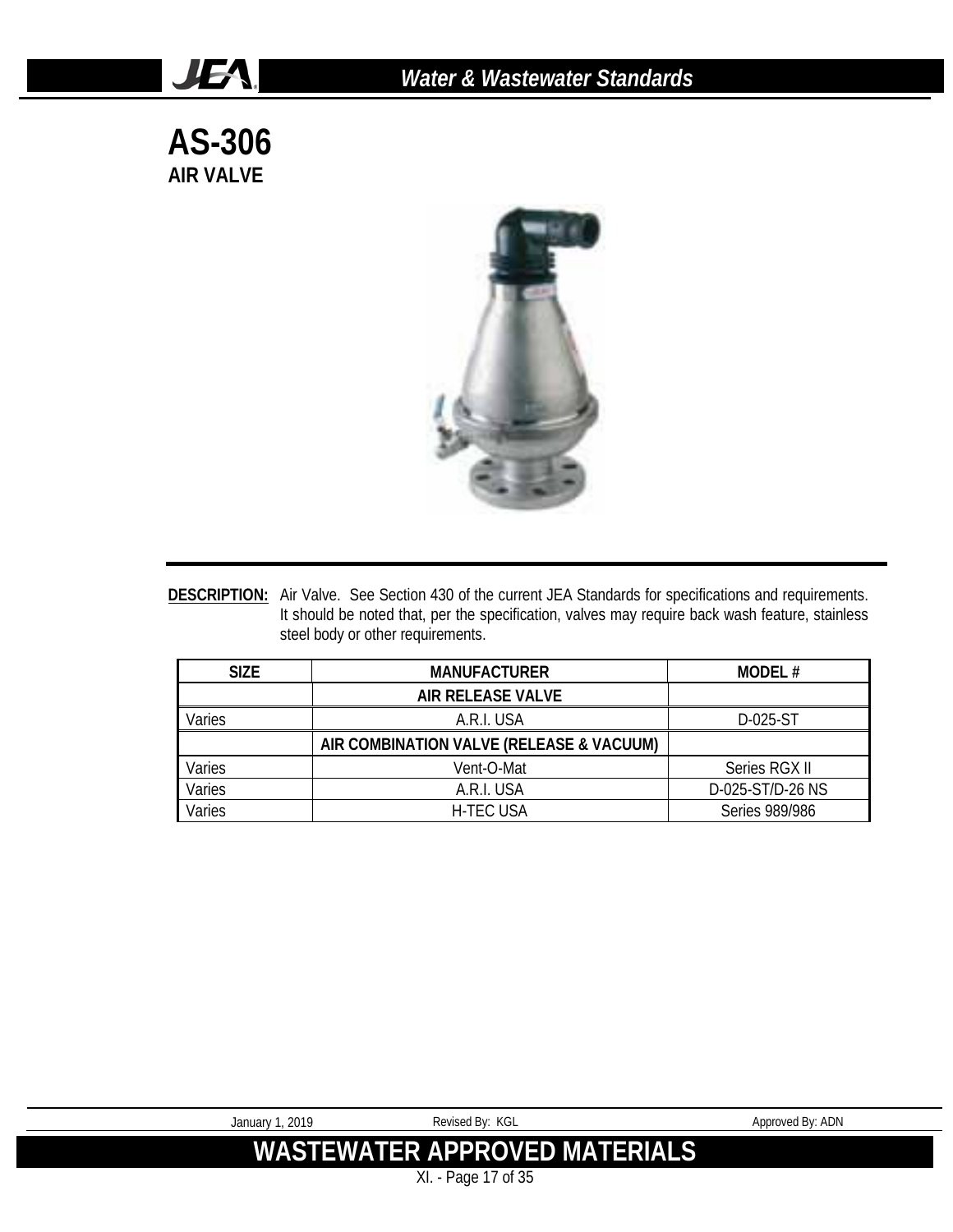# AS-306

## AIR VALVE

**DESCRIPTION:** Air Valve. See Section 430 of the current JEA Standards for specifications and requirements. It should be noted that, per the specification, valves may require back wash feature, stainless steel body or other requirements.

| SIZE | MANUFACTURER | MODEL # |
|---|---|---|
| | **AIR RELEASE VALVE** | |
| Varies | A.R.I. USA | D-025-ST |
| | **AIR COMBINATION VALVE (RELEASE & VACUUM)** | |
| Varies | Vent-O-Mat | Series RGX II |
| Varies | A.R.I. USA | D-025-ST/D-26 NS |
| Varies | H-TEC USA | Series 989/986 |

January 1, 2019 Revised By: KGL Approved By: ADN

**WASTEWATER APPROVED MATERIALS**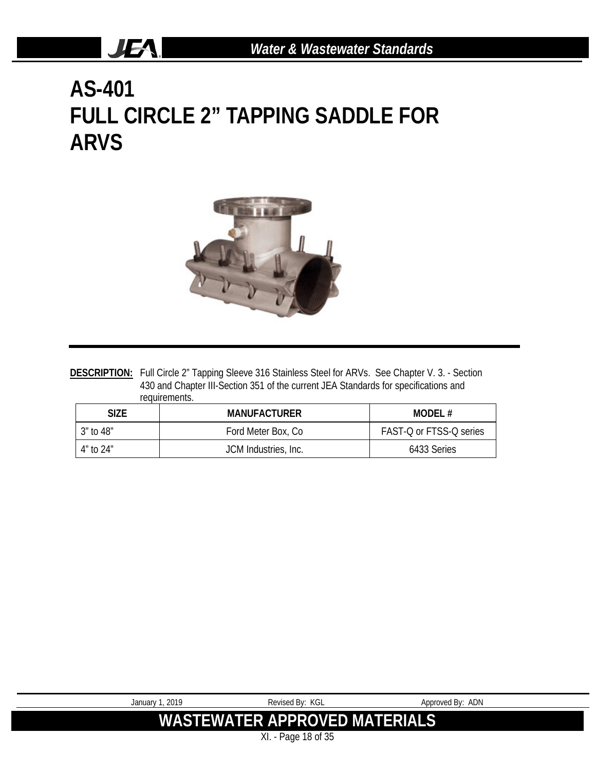# AS-401
# FULL CIRCLE 2" TAPPING SADDLE FOR ARVS

**DESCRIPTION:** Full Circle 2" Tapping Sleeve 316 Stainless Steel for ARVs. See Chapter V. 3. - Section 430 and Chapter III-Section 351 of the current JEA Standards for specifications and requirements.

| SIZE | MANUFACTURER | MODEL # |
|---|---|---|
| 3" to 48" | Ford Meter Box, Co | FAST-Q or FTSS-Q series |
| 4" to 24" | JCM Industries, Inc. | 6433 Series |

January 1, 2019 | Revised By: KGL | Approved By: ADN

**WASTEWATER APPROVED MATERIALS**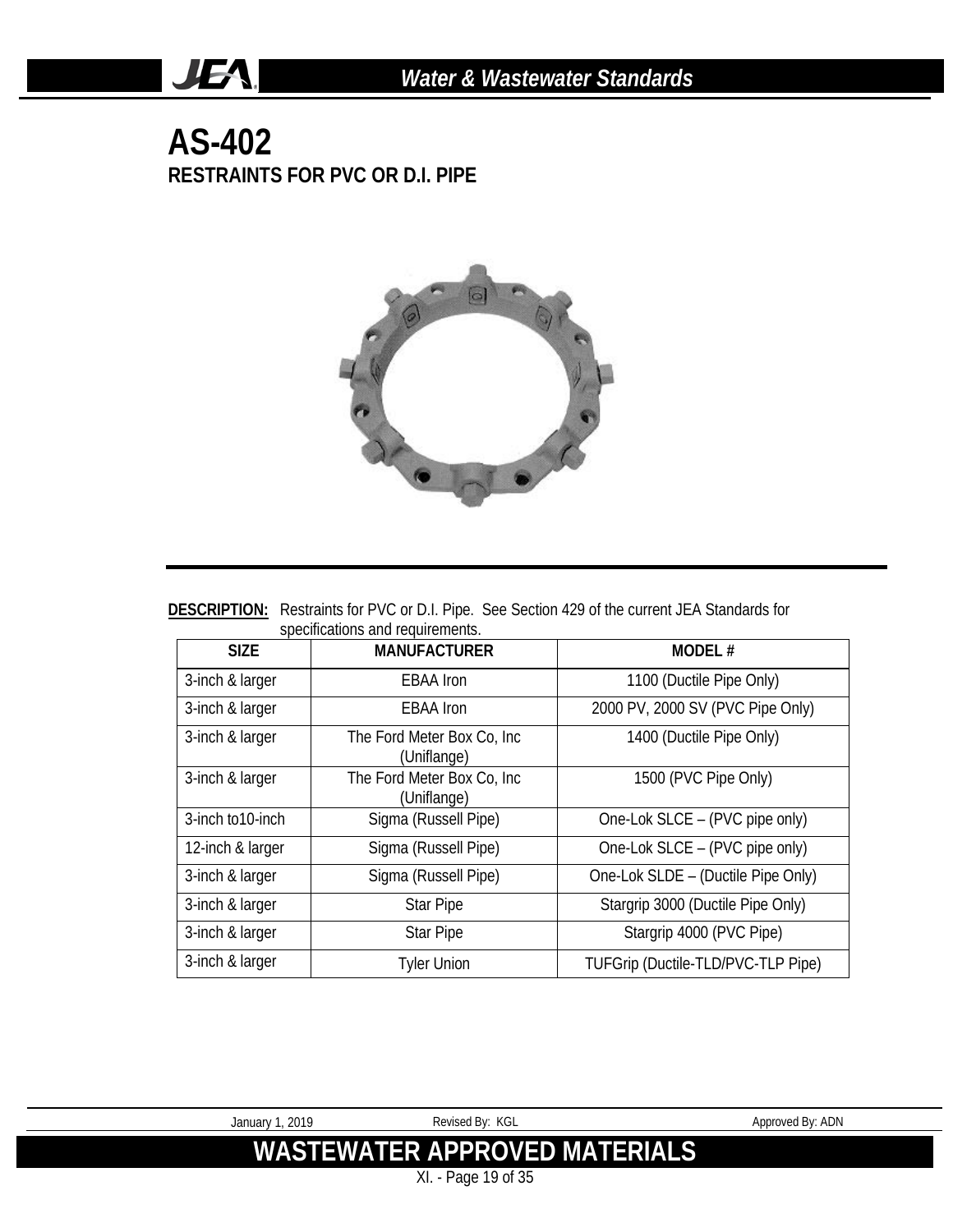# AS-402

## RESTRAINTS FOR PVC OR D.I. PIPE

**DESCRIPTION:** Restraints for PVC or D.I. Pipe. See Section 429 of the current JEA Standards for specifications and requirements.

| SIZE | MANUFACTURER | MODEL # |
|---|---|---|
| 3-inch & larger | EBAA Iron | 1100 (Ductile Pipe Only) |
| 3-inch & larger | EBAA Iron | 2000 PV, 2000 SV (PVC Pipe Only) |
| 3-inch & larger | The Ford Meter Box Co, Inc (Uniflange) | 1400 (Ductile Pipe Only) |
| 3-inch & larger | The Ford Meter Box Co, Inc (Uniflange) | 1500 (PVC Pipe Only) |
| 3-inch to10-inch | Sigma (Russell Pipe) | One-Lok SLCE – (PVC pipe only) |
| 12-inch & larger | Sigma (Russell Pipe) | One-Lok SLCE – (PVC pipe only) |
| 3-inch & larger | Sigma (Russell Pipe) | One-Lok SLDE – (Ductile Pipe Only) |
| 3-inch & larger | Star Pipe | Stargrip 3000 (Ductile Pipe Only) |
| 3-inch & larger | Star Pipe | Stargrip 4000 (PVC Pipe) |
| 3-inch & larger | Tyler Union | TUFGrip (Ductile-TLD/PVC-TLP Pipe) |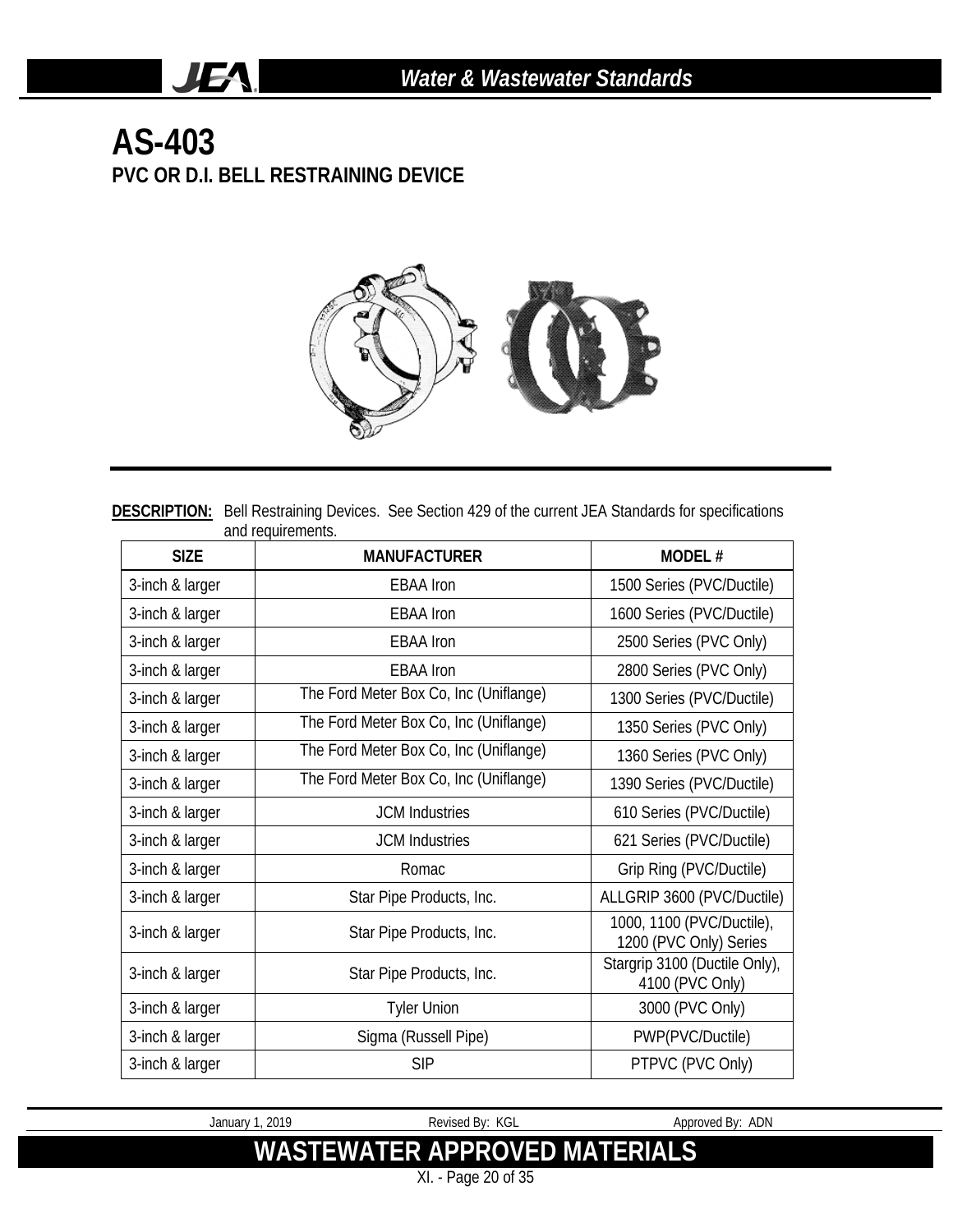# AS-403

## PVC OR D.I. BELL RESTRAINING DEVICE

**DESCRIPTION:** Bell Restraining Devices. See Section 429 of the current JEA Standards for specifications and requirements.

| SIZE | MANUFACTURER | MODEL # |
|---|---|---|
| 3-inch & larger | EBAA Iron | 1500 Series (PVC/Ductile) |
| 3-inch & larger | EBAA Iron | 1600 Series (PVC/Ductile) |
| 3-inch & larger | EBAA Iron | 2500 Series (PVC Only) |
| 3-inch & larger | EBAA Iron | 2800 Series (PVC Only) |
| 3-inch & larger | The Ford Meter Box Co, Inc (Uniflange) | 1300 Series (PVC/Ductile) |
| 3-inch & larger | The Ford Meter Box Co, Inc (Uniflange) | 1350 Series (PVC Only) |
| 3-inch & larger | The Ford Meter Box Co, Inc (Uniflange) | 1360 Series (PVC Only) |
| 3-inch & larger | The Ford Meter Box Co, Inc (Uniflange) | 1390 Series (PVC/Ductile) |
| 3-inch & larger | JCM Industries | 610 Series (PVC/Ductile) |
| 3-inch & larger | JCM Industries | 621 Series (PVC/Ductile) |
| 3-inch & larger | Romac | Grip Ring (PVC/Ductile) |
| 3-inch & larger | Star Pipe Products, Inc. | ALLGRIP 3600 (PVC/Ductile) |
| 3-inch & larger | Star Pipe Products, Inc. | 1000, 1100 (PVC/Ductile), 1200 (PVC Only) Series |
| 3-inch & larger | Star Pipe Products, Inc. | Stargrip 3100 (Ductile Only), 4100 (PVC Only) |
| 3-inch & larger | Tyler Union | 3000 (PVC Only) |
| 3-inch & larger | Sigma (Russell Pipe) | PWP(PVC/Ductile) |
| 3-inch & larger | SIP | PTPVC (PVC Only) |

January 1, 2019 Revised By: KGL Approved By: ADN

**WASTEWATER APPROVED MATERIALS**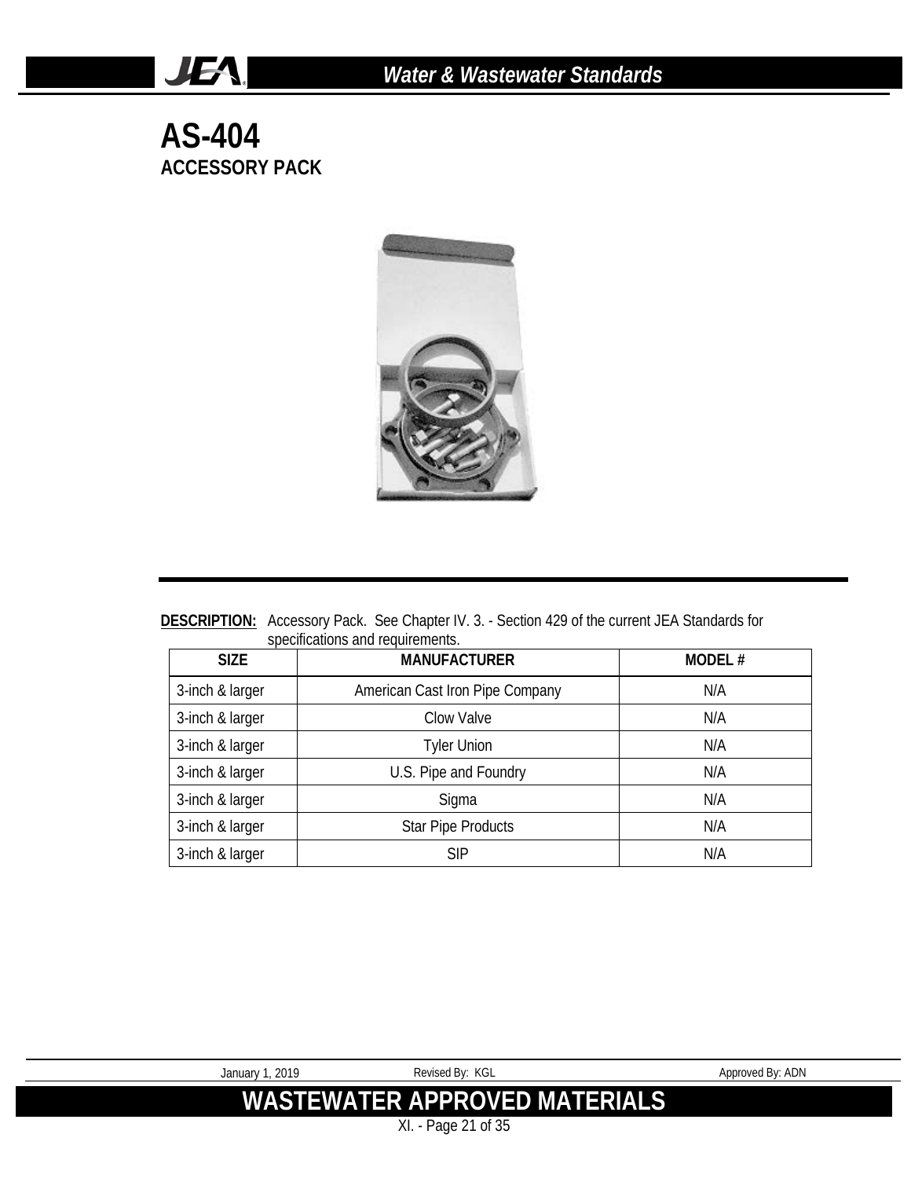# AS-404

## ACCESSORY PACK

**DESCRIPTION:** Accessory Pack. See Chapter IV. 3. - Section 429 of the current JEA Standards for specifications and requirements.

| SIZE | MANUFACTURER | MODEL # |
|---|---|---|
| 3-inch & larger | American Cast Iron Pipe Company | N/A |
| 3-inch & larger | Clow Valve | N/A |
| 3-inch & larger | Tyler Union | N/A |
| 3-inch & larger | U.S. Pipe and Foundry | N/A |
| 3-inch & larger | Sigma | N/A |
| 3-inch & larger | Star Pipe Products | N/A |
| 3-inch & larger | SIP | N/A |

January 1, 2019 Revised By: KGL Approved By: ADN

**WASTEWATER APPROVED MATERIALS**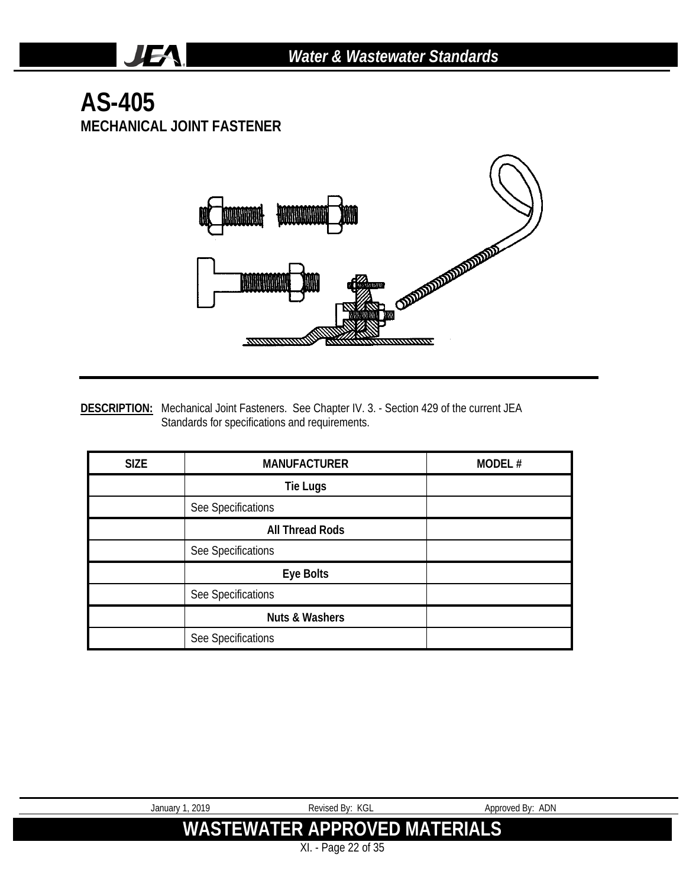# AS-405

## MECHANICAL JOINT FASTENER

**DESCRIPTION:** Mechanical Joint Fasteners. See Chapter IV. 3. - Section 429 of the current JEA Standards for specifications and requirements.

| SIZE | MANUFACTURER | MODEL # |
|---|---|---|
| | **Tie Lugs** | |
| | See Specifications | |
| | **All Thread Rods** | |
| | See Specifications | |
| | **Eye Bolts** | |
| | See Specifications | |
| | **Nuts & Washers** | |
| | See Specifications | |

January 1, 2019 &nbsp;&nbsp;&nbsp; Revised By: KGL &nbsp;&nbsp;&nbsp; Approved By: ADN

**WASTEWATER APPROVED MATERIALS**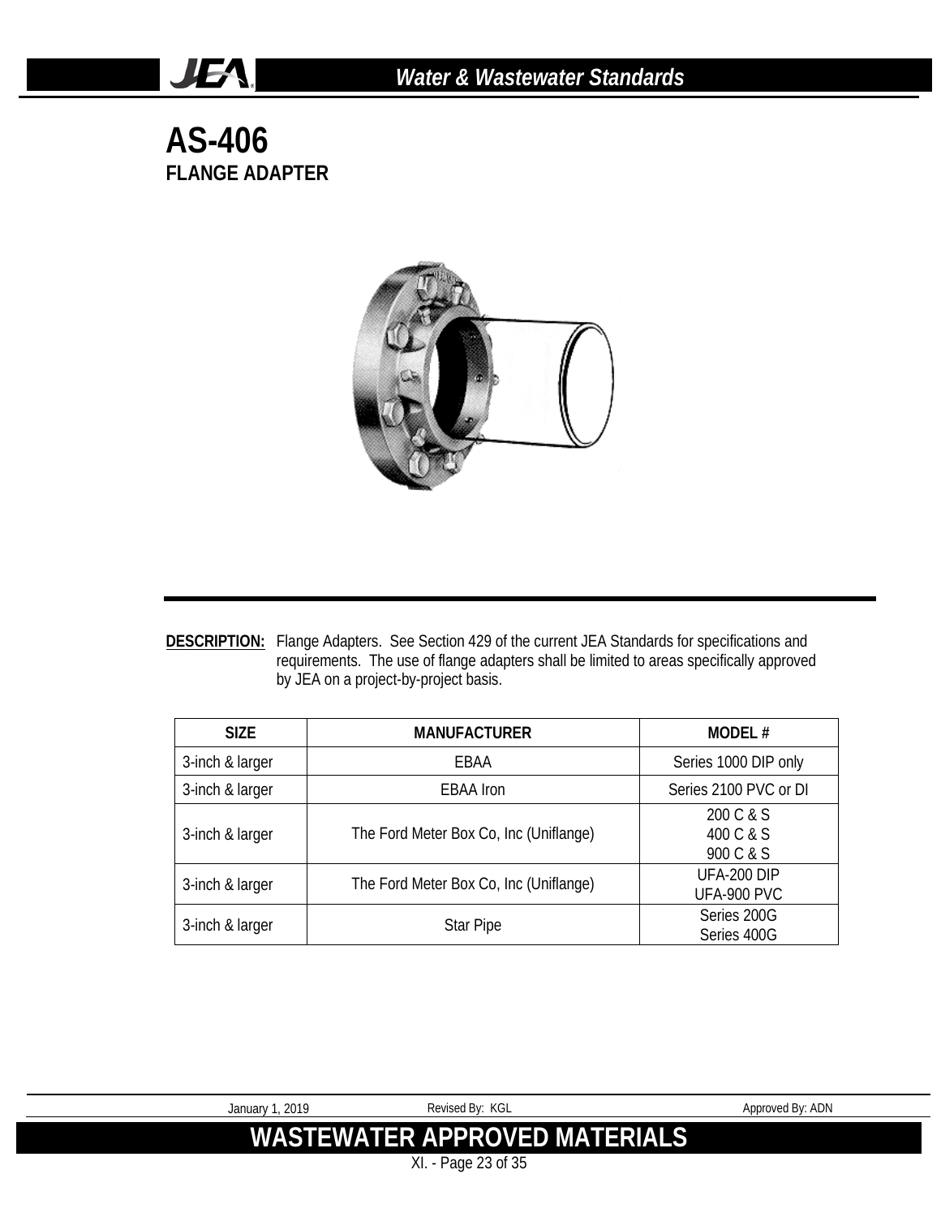# AS-406

## FLANGE ADAPTER

**DESCRIPTION:** Flange Adapters. See Section 429 of the current JEA Standards for specifications and requirements. The use of flange adapters shall be limited to areas specifically approved by JEA on a project-by-project basis.

| SIZE | MANUFACTURER | MODEL # |
|---|---|---|
| 3-inch & larger | EBAA | Series 1000 DIP only |
| 3-inch & larger | EBAA Iron | Series 2100 PVC or DI |
| 3-inch & larger | The Ford Meter Box Co, Inc (Uniflange) | 200 C & S<br>400 C & S<br>900 C & S |
| 3-inch & larger | The Ford Meter Box Co, Inc (Uniflange) | UFA-200 DIP<br>UFA-900 PVC |
| 3-inch & larger | Star Pipe | Series 200G<br>Series 400G |

January 1, 2019 Revised By: KGL Approved By: ADN

**WASTEWATER APPROVED MATERIALS**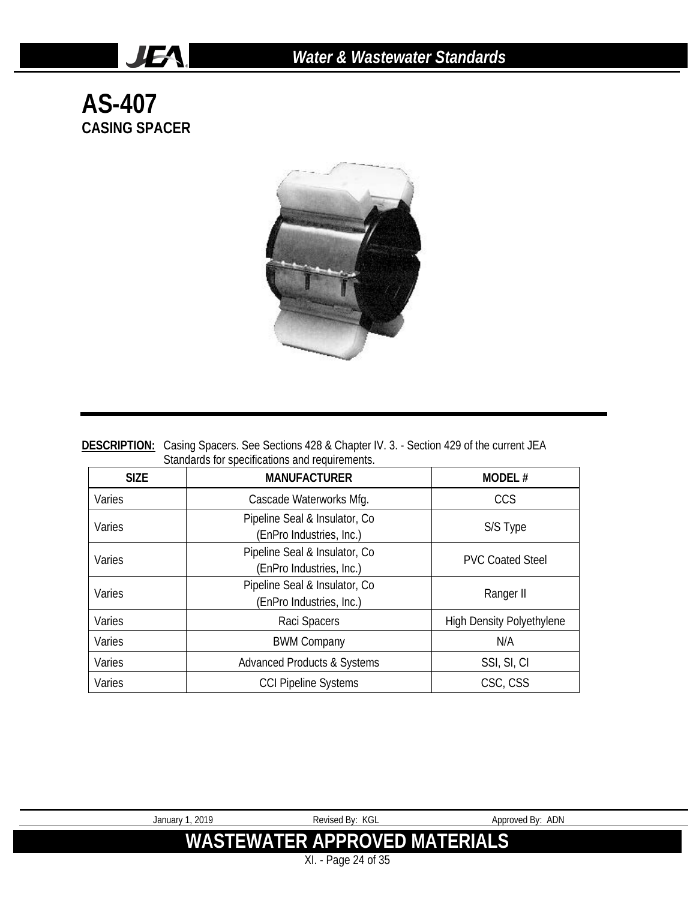# AS-407

## CASING SPACER

**DESCRIPTION:** Casing Spacers. See Sections 428 & Chapter IV. 3. - Section 429 of the current JEA Standards for specifications and requirements.

| SIZE | MANUFACTURER | MODEL # |
|---|---|---|
| Varies | Cascade Waterworks Mfg. | CCS |
| Varies | Pipeline Seal & Insulator, Co (EnPro Industries, Inc.) | S/S Type |
| Varies | Pipeline Seal & Insulator, Co (EnPro Industries, Inc.) | PVC Coated Steel |
| Varies | Pipeline Seal & Insulator, Co (EnPro Industries, Inc.) | Ranger II |
| Varies | Raci Spacers | High Density Polyethylene |
| Varies | BWM Company | N/A |
| Varies | Advanced Products & Systems | SSI, SI, CI |
| Varies | CCI Pipeline Systems | CSC, CSS |

January 1, 2019 | Revised By: KGL | Approved By: ADN

**WASTEWATER APPROVED MATERIALS**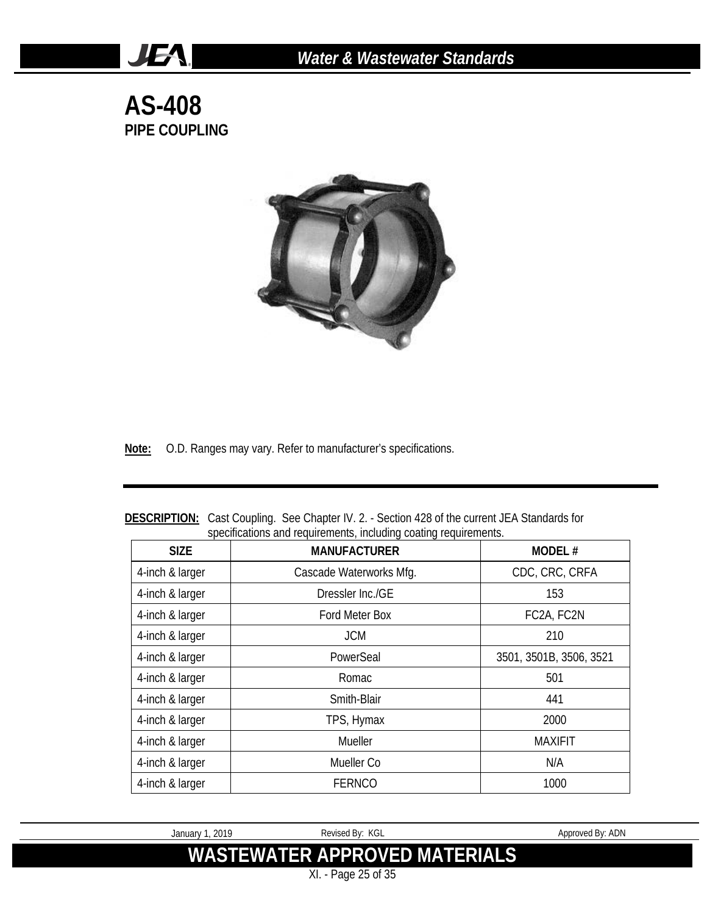# AS-408

## PIPE COUPLING

**Note:** O.D. Ranges may vary. Refer to manufacturer's specifications.

**DESCRIPTION:** Cast Coupling. See Chapter IV. 2. - Section 428 of the current JEA Standards for specifications and requirements, including coating requirements.

| SIZE | MANUFACTURER | MODEL # |
|---|---|---|
| 4-inch & larger | Cascade Waterworks Mfg. | CDC, CRC, CRFA |
| 4-inch & larger | Dressler Inc./GE | 153 |
| 4-inch & larger | Ford Meter Box | FC2A, FC2N |
| 4-inch & larger | JCM | 210 |
| 4-inch & larger | PowerSeal | 3501, 3501B, 3506, 3521 |
| 4-inch & larger | Romac | 501 |
| 4-inch & larger | Smith-Blair | 441 |
| 4-inch & larger | TPS, Hymax | 2000 |
| 4-inch & larger | Mueller | MAXIFIT |
| 4-inch & larger | Mueller Co | N/A |
| 4-inch & larger | FERNCO | 1000 |

January 1, 2019 Revised By: KGL Approved By: ADN

**WASTEWATER APPROVED MATERIALS**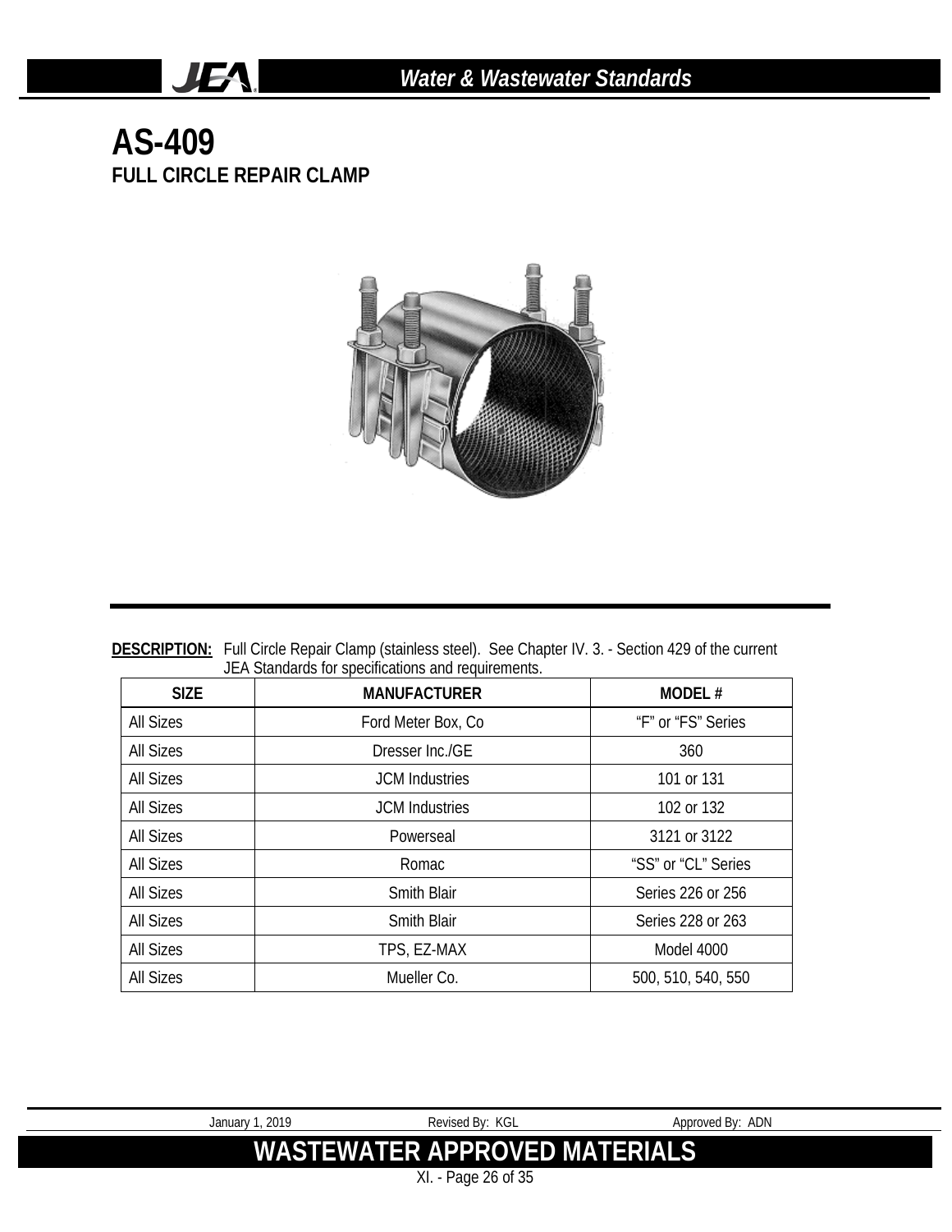# AS-409

## FULL CIRCLE REPAIR CLAMP

**DESCRIPTION:** Full Circle Repair Clamp (stainless steel). See Chapter IV. 3. - Section 429 of the current JEA Standards for specifications and requirements.

| SIZE | MANUFACTURER | MODEL # |
|---|---|---|
| All Sizes | Ford Meter Box, Co | "F" or "FS" Series |
| All Sizes | Dresser Inc./GE | 360 |
| All Sizes | JCM Industries | 101 or 131 |
| All Sizes | JCM Industries | 102 or 132 |
| All Sizes | Powerseal | 3121 or 3122 |
| All Sizes | Romac | "SS" or "CL" Series |
| All Sizes | Smith Blair | Series 226 or 256 |
| All Sizes | Smith Blair | Series 228 or 263 |
| All Sizes | TPS, EZ-MAX | Model 4000 |
| All Sizes | Mueller Co. | 500, 510, 540, 550 |

January 1, 2019 Revised By: KGL Approved By: ADN

**WASTEWATER APPROVED MATERIALS**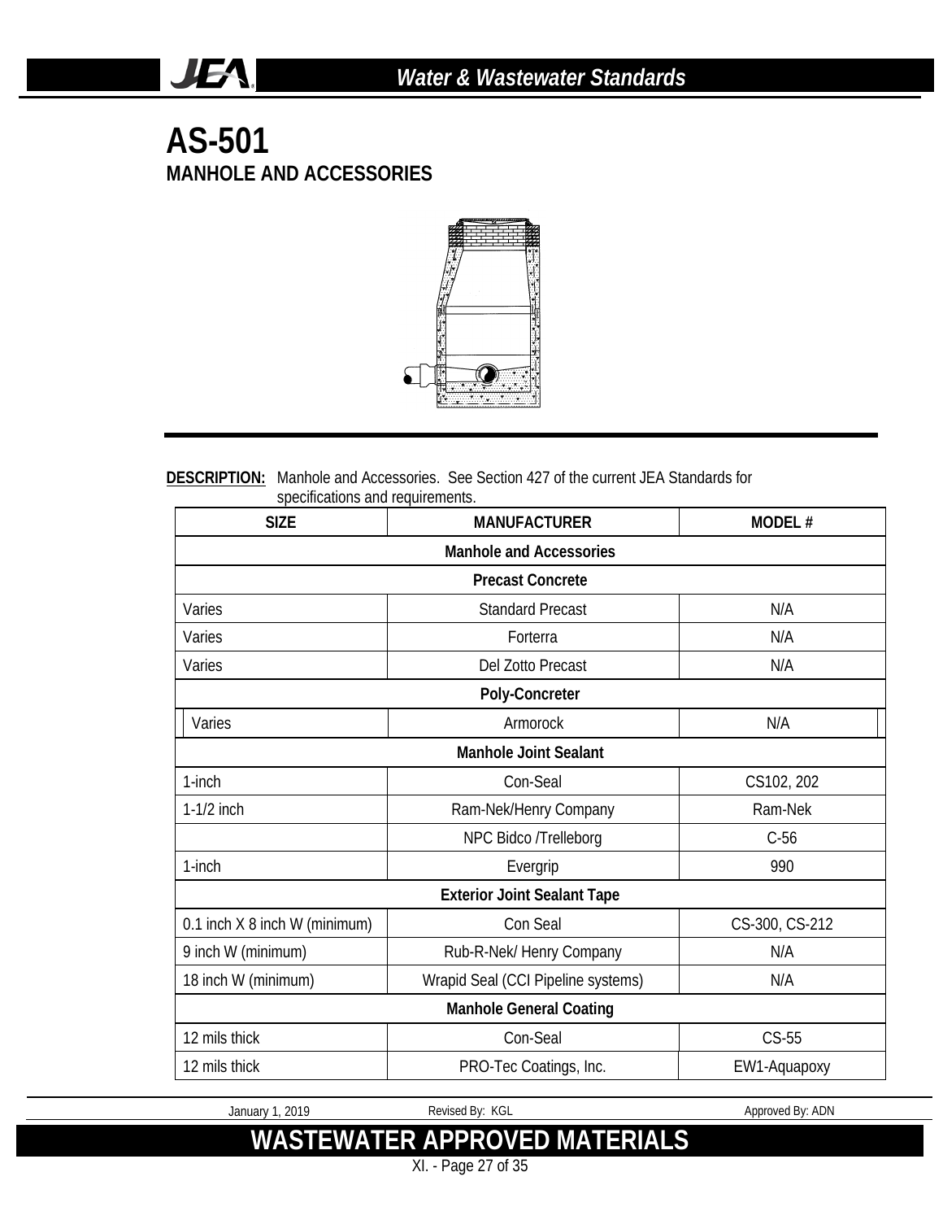# AS-501

## MANHOLE AND ACCESSORIES

**DESCRIPTION:** Manhole and Accessories. See Section 427 of the current JEA Standards for specifications and requirements.

| SIZE | MANUFACTURER | MODEL # |
|---|---|---|
| | **Manhole and Accessories** | |
| | **Precast Concrete** | |
| Varies | Standard Precast | N/A |
| Varies | Forterra | N/A |
| Varies | Del Zotto Precast | N/A |
| | **Poly-Concreter** | |
| Varies | Armorock | N/A |
| | **Manhole Joint Sealant** | |
| 1-inch | Con-Seal | CS102, 202 |
| 1-1/2 inch | Ram-Nek/Henry Company | Ram-Nek |
| | NPC Bidco /Trelleborg | C-56 |
| 1-inch | Evergrip | 990 |
| | **Exterior Joint Sealant Tape** | |
| 0.1 inch X 8 inch W (minimum) | Con Seal | CS-300, CS-212 |
| 9 inch W (minimum) | Rub-R-Nek/ Henry Company | N/A |
| 18 inch W (minimum) | Wrapid Seal (CCI Pipeline systems) | N/A |
| | **Manhole General Coating** | |
| 12 mils thick | Con-Seal | CS-55 |
| 12 mils thick | PRO-Tec Coatings, Inc. | EW1-Aquapoxy |

January 1, 2019 Revised By: KGL Approved By: ADN

**WASTEWATER APPROVED MATERIALS**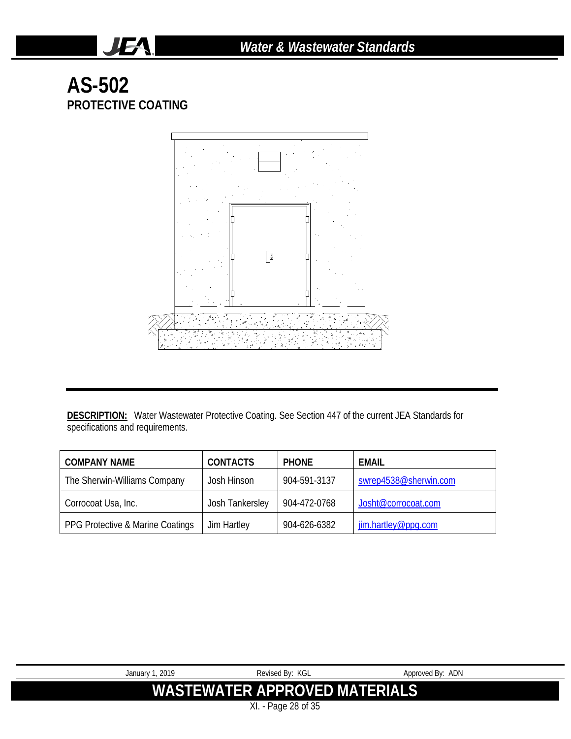# AS-502
## PROTECTIVE COATING

**DESCRIPTION:** Water Wastewater Protective Coating. See Section 447 of the current JEA Standards for specifications and requirements.

| COMPANY NAME | CONTACTS | PHONE | EMAIL |
|---|---|---|---|
| The Sherwin-Williams Company | Josh Hinson | 904-591-3137 | swrep4538@sherwin.com |
| Corrocoat Usa, Inc. | Josh Tankersley | 904-472-0768 | Josht@corrocoat.com |
| PPG Protective & Marine Coatings | Jim Hartley | 904-626-6382 | jim.hartley@ppg.com |

January 1, 2019 Revised By: KGL Approved By: ADN

**WASTEWATER APPROVED MATERIALS**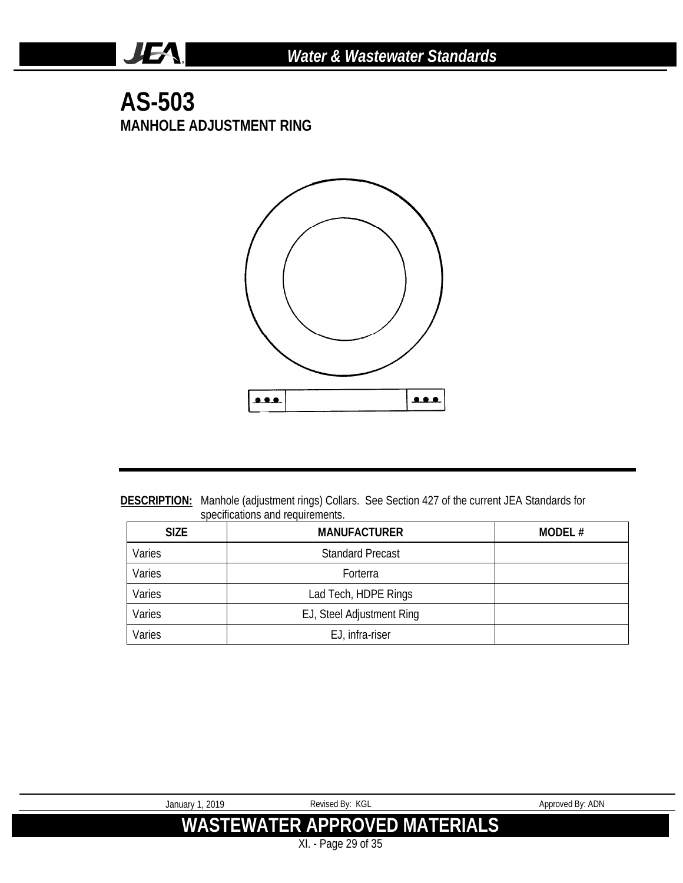# AS-503

## MANHOLE ADJUSTMENT RING

**DESCRIPTION:** Manhole (adjustment rings) Collars. See Section 427 of the current JEA Standards for specifications and requirements.

| SIZE | MANUFACTURER | MODEL # |
|---|---|---|
| Varies | Standard Precast | |
| Varies | Forterra | |
| Varies | Lad Tech, HDPE Rings | |
| Varies | EJ, Steel Adjustment Ring | |
| Varies | EJ, infra-riser | |

January 1, 2019 Revised By: KGL Approved By: ADN

**WASTEWATER APPROVED MATERIALS**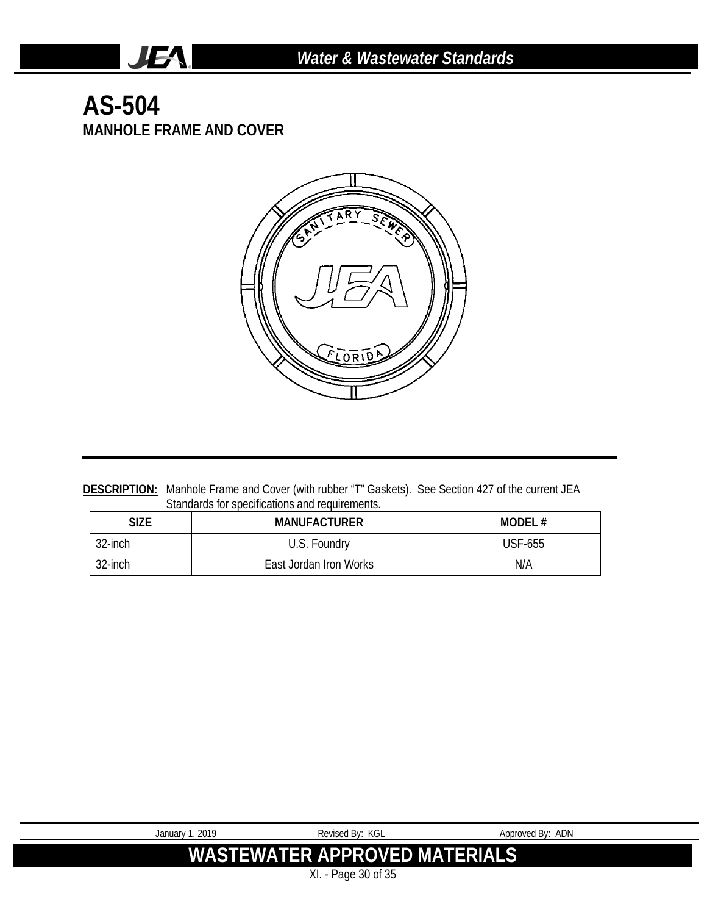# AS-504

## MANHOLE FRAME AND COVER

**DESCRIPTION:** Manhole Frame and Cover (with rubber "T" Gaskets). See Section 427 of the current JEA Standards for specifications and requirements.

| SIZE | MANUFACTURER | MODEL # |
|---|---|---|
| 32-inch | U.S. Foundry | USF-655 |
| 32-inch | East Jordan Iron Works | N/A |

January 1, 2019 Revised By: KGL Approved By: ADN

**WASTEWATER APPROVED MATERIALS**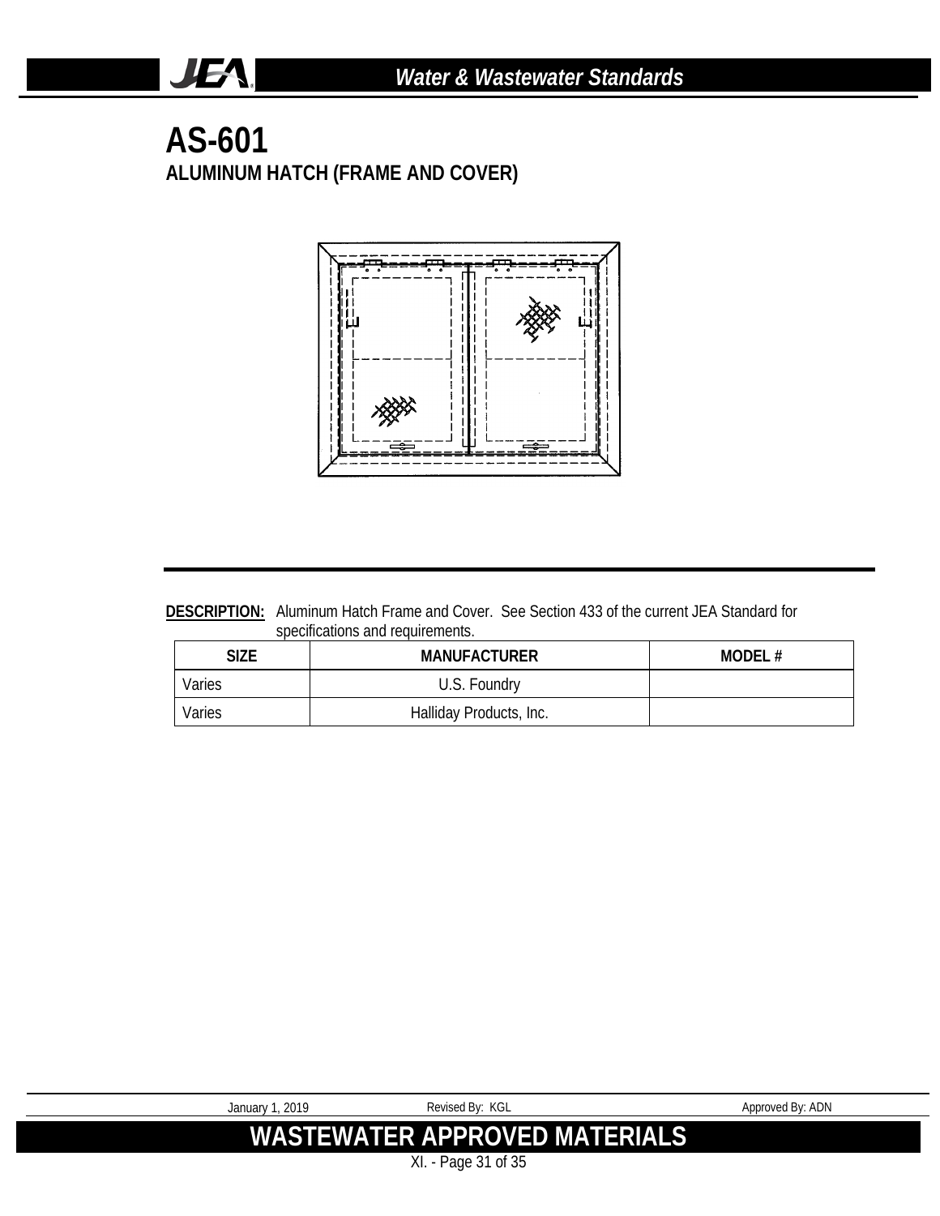# AS-601

## ALUMINUM HATCH (FRAME AND COVER)

**DESCRIPTION:** Aluminum Hatch Frame and Cover. See Section 433 of the current JEA Standard for specifications and requirements.

| SIZE | MANUFACTURER | MODEL # |
|---|---|---|
| Varies | U.S. Foundry | |
| Varies | Halliday Products, Inc. | |

January 1, 2019 Revised By: KGL Approved By: ADN

**WASTEWATER APPROVED MATERIALS**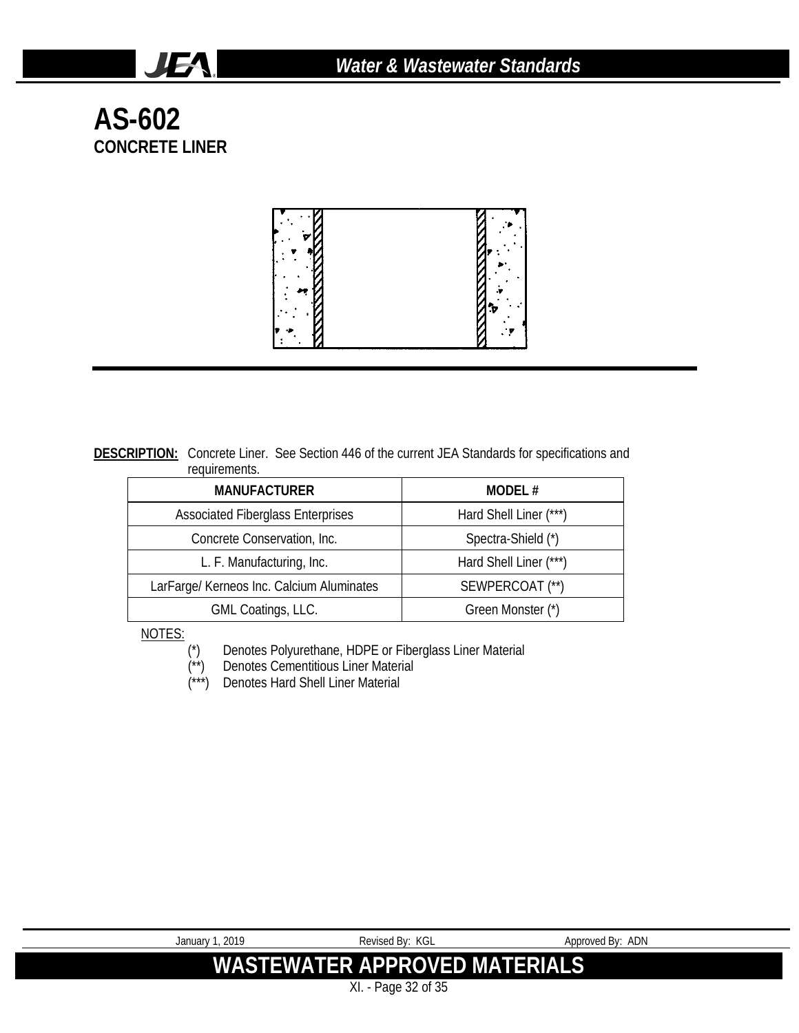# AS-602
## CONCRETE LINER

**DESCRIPTION:** Concrete Liner. See Section 446 of the current JEA Standards for specifications and requirements.

| MANUFACTURER | MODEL # |
|---|---|
| Associated Fiberglass Enterprises | Hard Shell Liner (***) |
| Concrete Conservation, Inc. | Spectra-Shield (*) |
| L. F. Manufacturing, Inc. | Hard Shell Liner (***) |
| LarFarge/ Kerneos Inc. Calcium Aluminates | SEWPERCOAT (**) |
| GML Coatings, LLC. | Green Monster (*) |

NOTES:

- (*) Denotes Polyurethane, HDPE or Fiberglass Liner Material
- (**) Denotes Cementitious Liner Material
- (***) Denotes Hard Shell Liner Material

January 1, 2019 | Revised By: KGL | Approved By: ADN

**WASTEWATER APPROVED MATERIALS**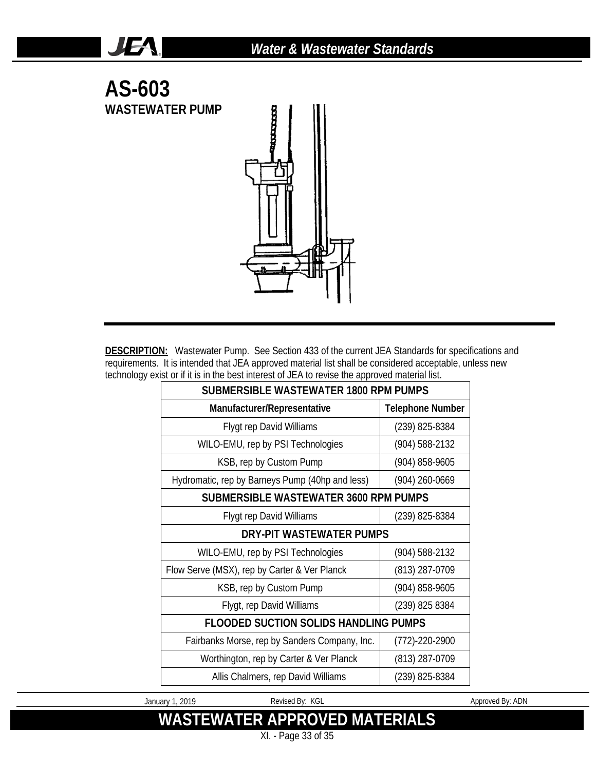# AS-603

## WASTEWATER PUMP

**DESCRIPTION:** Wastewater Pump. See Section 433 of the current JEA Standards for specifications and requirements. It is intended that JEA approved material list shall be considered acceptable, unless new technology exist or if it is in the best interest of JEA to revise the approved material list.

| SUBMERSIBLE WASTEWATER 1800 RPM PUMPS | |
|---|---|
| **Manufacturer/Representative** | **Telephone Number** |
| Flygt rep David Williams | (239) 825-8384 |
| WILO-EMU, rep by PSI Technologies | (904) 588-2132 |
| KSB, rep by Custom Pump | (904) 858-9605 |
| Hydromatic, rep by Barneys Pump (40hp and less) | (904) 260-0669 |
| **SUBMERSIBLE WASTEWATER 3600 RPM PUMPS** | |
| Flygt rep David Williams | (239) 825-8384 |
| **DRY-PIT WASTEWATER PUMPS** | |
| WILO-EMU, rep by PSI Technologies | (904) 588-2132 |
| Flow Serve (MSX), rep by Carter & Ver Planck | (813) 287-0709 |
| KSB, rep by Custom Pump | (904) 858-9605 |
| Flygt, rep David Williams | (239) 825 8384 |
| **FLOODED SUCTION SOLIDS HANDLING PUMPS** | |
| Fairbanks Morse, rep by Sanders Company, Inc. | (772)-220-2900 |
| Worthington, rep by Carter & Ver Planck | (813) 287-0709 |
| Allis Chalmers, rep David Williams | (239) 825-8384 |

January 1, 2019 Revised By: KGL Approved By: ADN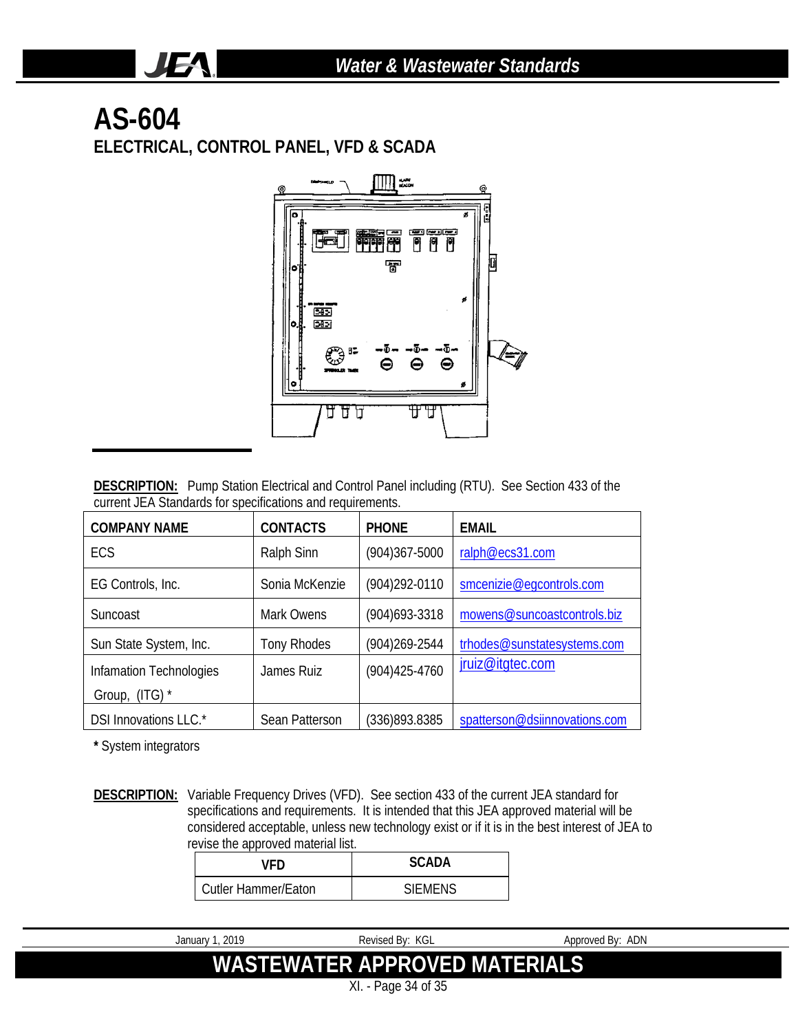# AS-604

## ELECTRICAL, CONTROL PANEL, VFD & SCADA

**DESCRIPTION:** Pump Station Electrical and Control Panel including (RTU). See Section 433 of the current JEA Standards for specifications and requirements.

| COMPANY NAME | CONTACTS | PHONE | EMAIL |
|---|---|---|---|
| ECS | Ralph Sinn | (904)367-5000 | ralph@ecs31.com |
| EG Controls, Inc. | Sonia McKenzie | (904)292-0110 | smcenizie@egcontrols.com |
| Suncoast | Mark Owens | (904)693-3318 | mowens@suncoastcontrols.biz |
| Sun State System, Inc. | Tony Rhodes | (904)269-2544 | trhodes@sunstatesystems.com |
| Infamation Technologies Group, (ITG) * | James Ruiz | (904)425-4760 | jruiz@itgtec.com |
| DSI Innovations LLC.* | Sean Patterson | (336)893.8385 | spatterson@dsiinnovations.com |

**\*** System integrators

**DESCRIPTION:** Variable Frequency Drives (VFD). See section 433 of the current JEA standard for specifications and requirements. It is intended that this JEA approved material will be considered acceptable, unless new technology exist or if it is in the best interest of JEA to revise the approved material list.

| VFD | SCADA |
|---|---|
| Cutler Hammer/Eaton | SIEMENS |

January 1, 2019 Revised By: KGL Approved By: ADN

## WASTEWATER APPROVED MATERIALS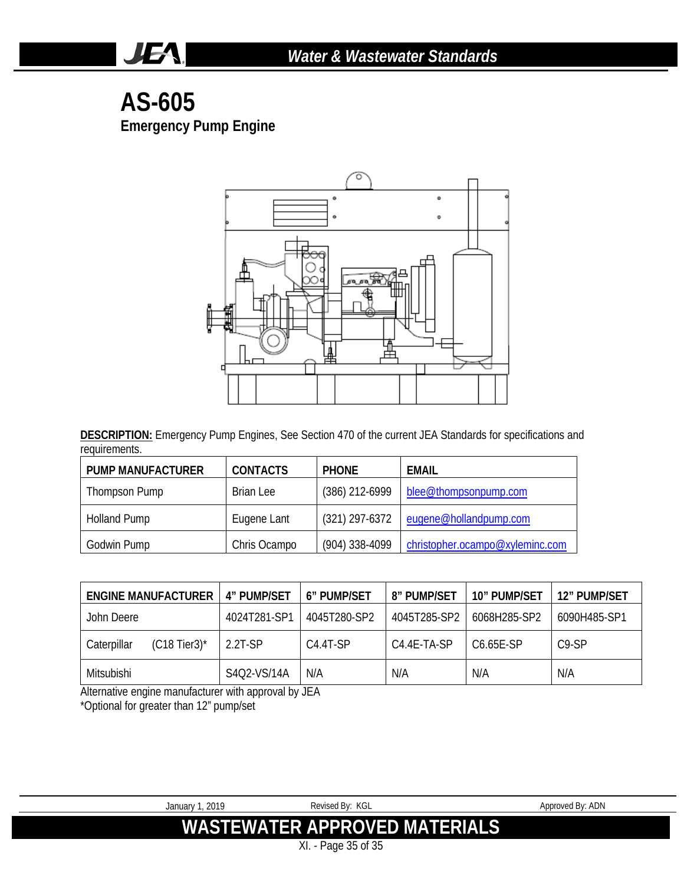# AS-605

## Emergency Pump Engine

**DESCRIPTION:** Emergency Pump Engines, See Section 470 of the current JEA Standards for specifications and requirements.

| PUMP MANUFACTURER | CONTACTS | PHONE | EMAIL |
|---|---|---|---|
| Thompson Pump | Brian Lee | (386) 212-6999 | blee@thompsonpump.com |
| Holland Pump | Eugene Lant | (321) 297-6372 | eugene@hollandpump.com |
| Godwin Pump | Chris Ocampo | (904) 338-4099 | christopher.ocampo@xyleminc.com |

| ENGINE MANUFACTURER | 4" PUMP/SET | 6" PUMP/SET | 8" PUMP/SET | 10" PUMP/SET | 12" PUMP/SET |
|---|---|---|---|---|---|
| John Deere | 4024T281-SP1 | 4045T280-SP2 | 4045T285-SP2 | 6068H285-SP2 | 6090H485-SP1 |
| Caterpillar (C18 Tier3)* | 2.2T-SP | C4.4T-SP | C4.4E-TA-SP | C6.65E-SP | C9-SP |
| Mitsubishi | S4Q2-VS/14A | N/A | N/A | N/A | N/A |

Alternative engine manufacturer with approval by JEA

*Optional for greater than 12" pump/set

January 1, 2019 Revised By: KGL Approved By: ADN

**WASTEWATER APPROVED MATERIALS**